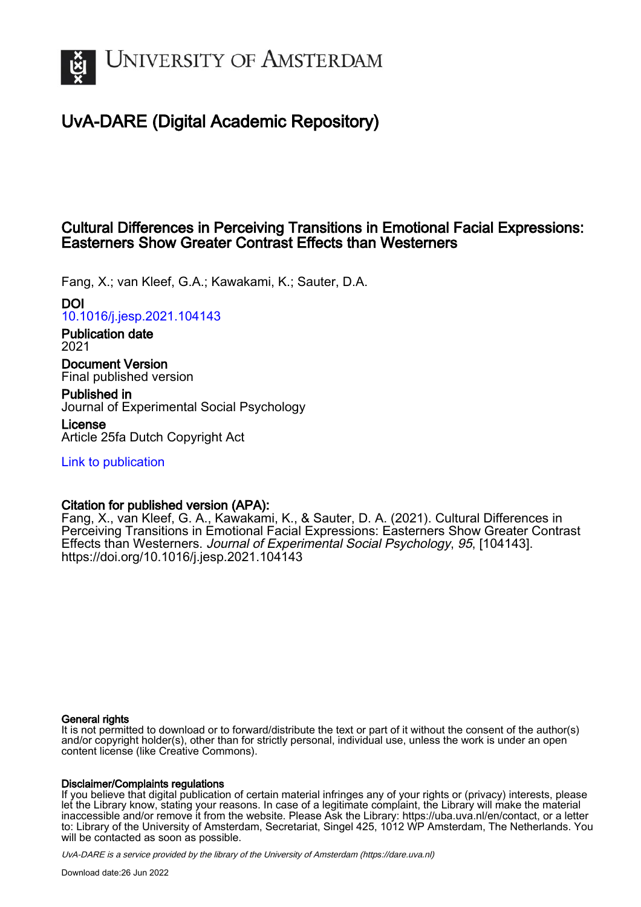# University of Amsterdam

## UvA-DARE (Digital Academic Repository)

### Cultural Differences in Perceiving Transitions in Emotional Facial Expressions: Easterners Show Greater Contrast Effects than Westerners

Fang, X.; van Kleef, G.A.; Kawakami, K.; Sauter, D.A.

**DOI**
10.1016/j.jesp.2021.104143

**Publication date**
2021

**Document Version**
Final published version

**Published in**
Journal of Experimental Social Psychology

**License**
Article 25fa Dutch Copyright Act

Link to publication

**Citation for published version (APA):**
Fang, X., van Kleef, G. A., Kawakami, K., & Sauter, D. A. (2021). Cultural Differences in Perceiving Transitions in Emotional Facial Expressions: Easterners Show Greater Contrast Effects than Westerners. *Journal of Experimental Social Psychology*, *95*, [104143]. https://doi.org/10.1016/j.jesp.2021.104143

**General rights**
It is not permitted to download or to forward/distribute the text or part of it without the consent of the author(s) and/or copyright holder(s), other than for strictly personal, individual use, unless the work is under an open content license (like Creative Commons).

**Disclaimer/Complaints regulations**
If you believe that digital publication of certain material infringes any of your rights or (privacy) interests, please let the Library know, stating your reasons. In case of a legitimate complaint, the Library will make the material inaccessible and/or remove it from the website. Please Ask the Library: https://uba.uva.nl/en/contact, or a letter to: Library of the University of Amsterdam, Secretariat, Singel 425, 1012 WP Amsterdam, The Netherlands. You will be contacted as soon as possible.

*UvA-DARE is a service provided by the library of the University of Amsterdam (https://dare.uva.nl)*

Download date:26 Jun 2022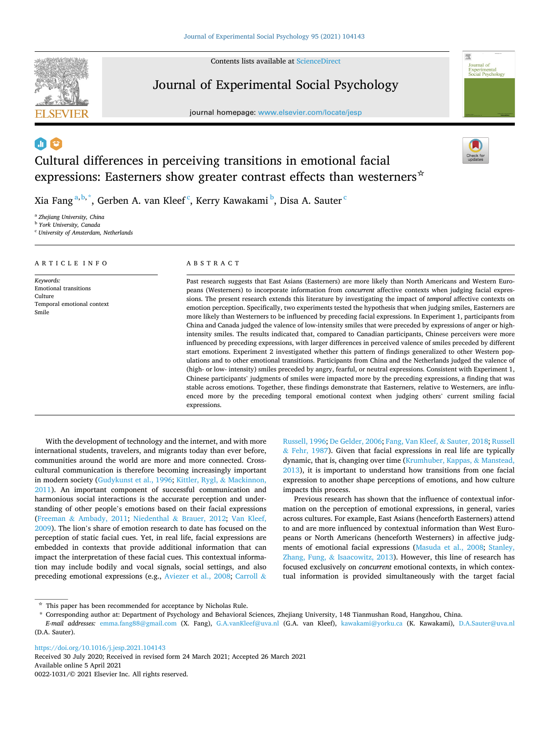# Cultural differences in perceiving transitions in emotional facial expressions: Easterners show greater contrast effects than westerners☆

Xia Fang[a,b,*], Gerben A. van Kleef[c], Kerry Kawakami[b], Disa A. Sauter[c]

[a] Zhejiang University, China
[b] York University, Canada
[c] University of Amsterdam, Netherlands

## ARTICLE INFO

*Keywords:*
Emotional transitions
Culture
Temporal emotional context
Smile

## ABSTRACT

Past research suggests that East Asians (Easterners) are more likely than North Americans and Western Europeans (Westerners) to incorporate information from *concurrent* affective contexts when judging facial expressions. The present research extends this literature by investigating the impact of *temporal* affective contexts on emotion perception. Specifically, two experiments tested the hypothesis that when judging smiles, Easterners are more likely than Westerners to be influenced by preceding facial expressions. In Experiment 1, participants from China and Canada judged the valence of low-intensity smiles that were preceded by expressions of anger or high-intensity smiles. The results indicated that, compared to Canadian participants, Chinese perceivers were more influenced by preceding expressions, with larger differences in perceived valence of smiles preceded by different start emotions. Experiment 2 investigated whether this pattern of findings generalized to other Western populations and to other emotional transitions. Participants from China and the Netherlands judged the valence of (high- or low- intensity) smiles preceded by angry, fearful, or neutral expressions. Consistent with Experiment 1, Chinese participants' judgments of smiles were impacted more by the preceding expressions, a finding that was stable across emotions. Together, these findings demonstrate that Easterners, relative to Westerners, are influenced more by the preceding temporal emotional context when judging others' current smiling facial expressions.

With the development of technology and the internet, and with more international students, travelers, and migrants today than ever before, communities around the world are more and more connected. Cross-cultural communication is therefore becoming increasingly important in modern society (Gudykunst et al., 1996; Kittler, Rygl, & Mackinnon, 2011). An important component of successful communication and harmonious social interactions is the accurate perception and understanding of other people's emotions based on their facial expressions (Freeman & Ambady, 2011; Niedenthal & Brauer, 2012; Van Kleef, 2009). The lion's share of emotion research to date has focused on the perception of static facial cues. Yet, in real life, facial expressions are embedded in contexts that provide additional information that can impact the interpretation of these facial cues. This contextual information may include bodily and vocal signals, social settings, and also preceding emotional expressions (e.g., Aviezer et al., 2008; Carroll & Russell, 1996; De Gelder, 2006; Fang, Van Kleef, & Sauter, 2018; Russell & Fehr, 1987). Given that facial expressions in real life are typically dynamic, that is, changing over time (Krumhuber, Kappas, & Manstead, 2013), it is important to understand how transitions from one facial expression to another shape perceptions of emotions, and how culture impacts this process.

Previous research has shown that the influence of contextual information on the perception of emotional expressions, in general, varies across cultures. For example, East Asians (henceforth Easterners) attend to and are more influenced by contextual information than West Europeans or North Americans (henceforth Westerners) in affective judgments of emotional facial expressions (Masuda et al., 2008; Stanley, Zhang, Fung, & Isaacowitz, 2013). However, this line of research has focused exclusively on *concurrent* emotional contexts, in which contextual information is provided simultaneously with the target facial

☆ This paper has been recommended for acceptance by Nicholas Rule.

\* Corresponding author at: Department of Psychology and Behavioral Sciences, Zhejiang University, 148 Tianmushan Road, Hangzhou, China.

*E-mail addresses:* emma.fang88@gmail.com (X. Fang), G.A.vanKleef@uva.nl (G.A. van Kleef), kawakami@yorku.ca (K. Kawakami), D.A.Sauter@uva.nl (D.A. Sauter).

https://doi.org/10.1016/j.jesp.2021.104143
Received 30 July 2020; Received in revised form 24 March 2021; Accepted 26 March 2021
Available online 5 April 2021
0022-1031/© 2021 Elsevier Inc. All rights reserved.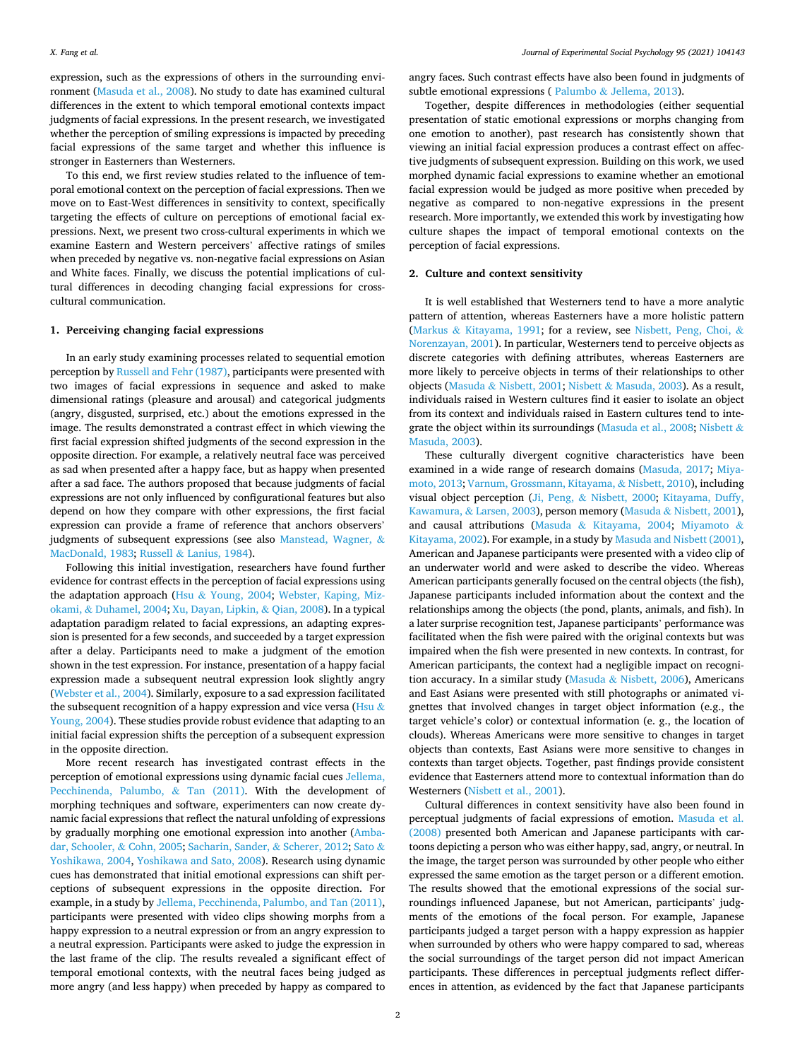expression, such as the expressions of others in the surrounding environment (Masuda et al., 2008). No study to date has examined cultural differences in the extent to which temporal emotional contexts impact judgments of facial expressions. In the present research, we investigated whether the perception of smiling expressions is impacted by preceding facial expressions of the same target and whether this influence is stronger in Easterners than Westerners.

To this end, we first review studies related to the influence of temporal emotional context on the perception of facial expressions. Then we move on to East-West differences in sensitivity to context, specifically targeting the effects of culture on perceptions of emotional facial expressions. Next, we present two cross-cultural experiments in which we examine Eastern and Western perceivers' affective ratings of smiles when preceded by negative vs. non-negative facial expressions on Asian and White faces. Finally, we discuss the potential implications of cultural differences in decoding changing facial expressions for cross-cultural communication.

## 1. Perceiving changing facial expressions

In an early study examining processes related to sequential emotion perception by Russell and Fehr (1987), participants were presented with two images of facial expressions in sequence and asked to make dimensional ratings (pleasure and arousal) and categorical judgments (angry, disgusted, surprised, etc.) about the emotions expressed in the image. The results demonstrated a contrast effect in which viewing the first facial expression shifted judgments of the second expression in the opposite direction. For example, a relatively neutral face was perceived as sad when presented after a happy face, but as happy when presented after a sad face. The authors proposed that because judgments of facial expressions are not only influenced by configurational features but also depend on how they compare with other expressions, the first facial expression can provide a frame of reference that anchors observers' judgments of subsequent expressions (see also Manstead, Wagner, & MacDonald, 1983; Russell & Lanius, 1984).

Following this initial investigation, researchers have found further evidence for contrast effects in the perception of facial expressions using the adaptation approach (Hsu & Young, 2004; Webster, Kaping, Mizokami, & Duhamel, 2004; Xu, Dayan, Lipkin, & Qian, 2008). In a typical adaptation paradigm related to facial expressions, an adapting expression is presented for a few seconds, and succeeded by a target expression after a delay. Participants need to make a judgment of the emotion shown in the test expression. For instance, presentation of a happy facial expression made a subsequent neutral expression look slightly angry (Webster et al., 2004). Similarly, exposure to a sad expression facilitated the subsequent recognition of a happy expression and vice versa (Hsu & Young, 2004). These studies provide robust evidence that adapting to an initial facial expression shifts the perception of a subsequent expression in the opposite direction.

More recent research has investigated contrast effects in the perception of emotional expressions using dynamic facial cues Jellema, Pecchinenda, Palumbo, & Tan (2011). With the development of morphing techniques and software, experimenters can now create dynamic facial expressions that reflect the natural unfolding of expressions by gradually morphing one emotional expression into another (Ambadar, Schooler, & Cohn, 2005; Sacharin, Sander, & Scherer, 2012; Sato & Yoshikawa, 2004, Yoshikawa and Sato, 2008). Research using dynamic cues has demonstrated that initial emotional expressions can shift perceptions of subsequent expressions in the opposite direction. For example, in a study by Jellema, Pecchinenda, Palumbo, and Tan (2011), participants were presented with video clips showing morphs from a happy expression to a neutral expression or from an angry expression to a neutral expression. Participants were asked to judge the expression in the last frame of the clip. The results revealed a significant effect of temporal emotional contexts, with the neutral faces being judged as more angry (and less happy) when preceded by happy as compared to angry faces. Such contrast effects have also been found in judgments of subtle emotional expressions ( Palumbo & Jellema, 2013).

Together, despite differences in methodologies (either sequential presentation of static emotional expressions or morphs changing from one emotion to another), past research has consistently shown that viewing an initial facial expression produces a contrast effect on affective judgments of subsequent expression. Building on this work, we used morphed dynamic facial expressions to examine whether an emotional facial expression would be judged as more positive when preceded by negative as compared to non-negative expressions in the present research. More importantly, we extended this work by investigating how culture shapes the impact of temporal emotional contexts on the perception of facial expressions.

## 2. Culture and context sensitivity

It is well established that Westerners tend to have a more analytic pattern of attention, whereas Easterners have a more holistic pattern (Markus & Kitayama, 1991; for a review, see Nisbett, Peng, Choi, & Norenzayan, 2001). In particular, Westerners tend to perceive objects as discrete categories with defining attributes, whereas Easterners are more likely to perceive objects in terms of their relationships to other objects (Masuda & Nisbett, 2001; Nisbett & Masuda, 2003). As a result, individuals raised in Western cultures find it easier to isolate an object from its context and individuals raised in Eastern cultures tend to integrate the object within its surroundings (Masuda et al., 2008; Nisbett & Masuda, 2003).

These culturally divergent cognitive characteristics have been examined in a wide range of research domains (Masuda, 2017; Miyamoto, 2013; Varnum, Grossmann, Kitayama, & Nisbett, 2010), including visual object perception (Ji, Peng, & Nisbett, 2000; Kitayama, Duffy, Kawamura, & Larsen, 2003), person memory (Masuda & Nisbett, 2001), and causal attributions (Masuda & Kitayama, 2004; Miyamoto & Kitayama, 2002). For example, in a study by Masuda and Nisbett (2001), American and Japanese participants were presented with a video clip of an underwater world and were asked to describe the video. Whereas American participants generally focused on the central objects (the fish), Japanese participants included information about the context and the relationships among the objects (the pond, plants, animals, and fish). In a later surprise recognition test, Japanese participants' performance was facilitated when the fish were paired with the original contexts but was impaired when the fish were presented in new contexts. In contrast, for American participants, the context had a negligible impact on recognition accuracy. In a similar study (Masuda & Nisbett, 2006), Americans and East Asians were presented with still photographs or animated vignettes that involved changes in target object information (e.g., the target vehicle's color) or contextual information (e. g., the location of clouds). Whereas Americans were more sensitive to changes in target objects than contexts, East Asians were more sensitive to changes in contexts than target objects. Together, past findings provide consistent evidence that Easterners attend more to contextual information than do Westerners (Nisbett et al., 2001).

Cultural differences in context sensitivity have also been found in perceptual judgments of facial expressions of emotion. Masuda et al. (2008) presented both American and Japanese participants with cartoons depicting a person who was either happy, sad, angry, or neutral. In the image, the target person was surrounded by other people who either expressed the same emotion as the target person or a different emotion. The results showed that the emotional expressions of the social surroundings influenced Japanese, but not American, participants' judgments of the emotions of the focal person. For example, Japanese participants judged a target person with a happy expression as happier when surrounded by others who were happy compared to sad, whereas the social surroundings of the target person did not impact American participants. These differences in perceptual judgments reflect differences in attention, as evidenced by the fact that Japanese participants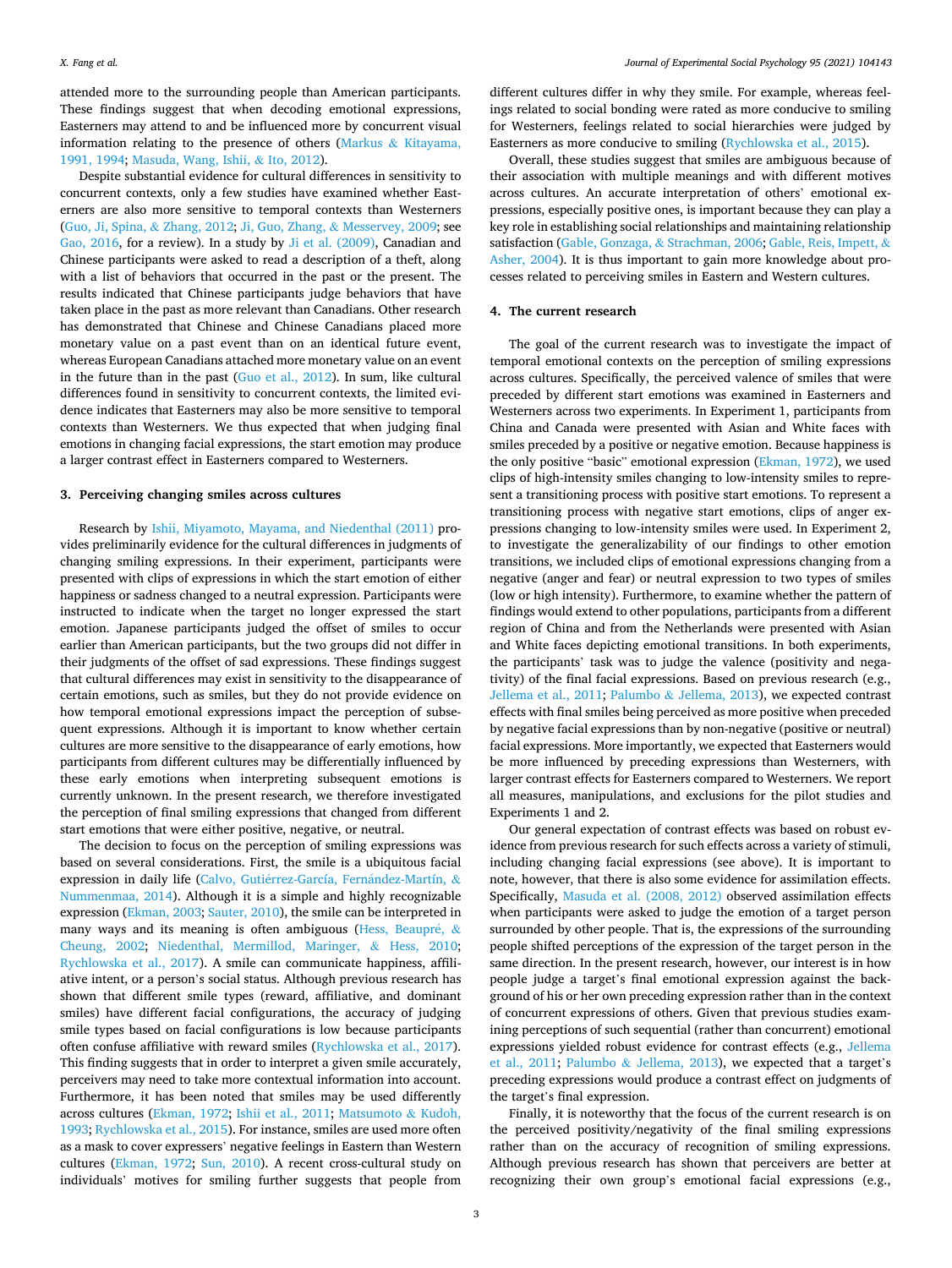attended more to the surrounding people than American participants. These findings suggest that when decoding emotional expressions, Easterners may attend to and be influenced more by concurrent visual information relating to the presence of others (Markus & Kitayama, 1991, 1994; Masuda, Wang, Ishii, & Ito, 2012).

Despite substantial evidence for cultural differences in sensitivity to concurrent contexts, only a few studies have examined whether Easterners are also more sensitive to temporal contexts than Westerners (Guo, Ji, Spina, & Zhang, 2012; Ji, Guo, Zhang, & Messervey, 2009; see Gao, 2016, for a review). In a study by Ji et al. (2009), Canadian and Chinese participants were asked to read a description of a theft, along with a list of behaviors that occurred in the past or the present. The results indicated that Chinese participants judge behaviors that have taken place in the past as more relevant than Canadians. Other research has demonstrated that Chinese and Chinese Canadians placed more monetary value on a past event than on an identical future event, whereas European Canadians attached more monetary value on an event in the future than in the past (Guo et al., 2012). In sum, like cultural differences found in sensitivity to concurrent contexts, the limited evidence indicates that Easterners may also be more sensitive to temporal contexts than Westerners. We thus expected that when judging final emotions in changing facial expressions, the start emotion may produce a larger contrast effect in Easterners compared to Westerners.

## 3. Perceiving changing smiles across cultures

Research by Ishii, Miyamoto, Mayama, and Niedenthal (2011) provides preliminarily evidence for the cultural differences in judgments of changing smiling expressions. In their experiment, participants were presented with clips of expressions in which the start emotion of either happiness or sadness changed to a neutral expression. Participants were instructed to indicate when the target no longer expressed the start emotion. Japanese participants judged the offset of smiles to occur earlier than American participants, but the two groups did not differ in their judgments of the offset of sad expressions. These findings suggest that cultural differences may exist in sensitivity to the disappearance of certain emotions, such as smiles, but they do not provide evidence on how temporal emotional expressions impact the perception of subsequent expressions. Although it is important to know whether certain cultures are more sensitive to the disappearance of early emotions, how participants from different cultures may be differentially influenced by these early emotions when interpreting subsequent emotions is currently unknown. In the present research, we therefore investigated the perception of final smiling expressions that changed from different start emotions that were either positive, negative, or neutral.

The decision to focus on the perception of smiling expressions was based on several considerations. First, the smile is a ubiquitous facial expression in daily life (Calvo, Gutiérrez-García, Fernández-Martín, & Nummenmaa, 2014). Although it is a simple and highly recognizable expression (Ekman, 2003; Sauter, 2010), the smile can be interpreted in many ways and its meaning is often ambiguous (Hess, Beaupré, & Cheung, 2002; Niedenthal, Mermillod, Maringer, & Hess, 2010; Rychlowska et al., 2017). A smile can communicate happiness, affiliative intent, or a person's social status. Although previous research has shown that different smile types (reward, affiliative, and dominant smiles) have different facial configurations, the accuracy of judging smile types based on facial configurations is low because participants often confuse affiliative with reward smiles (Rychlowska et al., 2017). This finding suggests that in order to interpret a given smile accurately, perceivers may need to take more contextual information into account. Furthermore, it has been noted that smiles may be used differently across cultures (Ekman, 1972; Ishii et al., 2011; Matsumoto & Kudoh, 1993; Rychlowska et al., 2015). For instance, smiles are used more often as a mask to cover expressers' negative feelings in Eastern than Western cultures (Ekman, 1972; Sun, 2010). A recent cross-cultural study on individuals' motives for smiling further suggests that people from different cultures differ in why they smile. For example, whereas feelings related to social bonding were rated as more conducive to smiling for Westerners, feelings related to social hierarchies were judged by Easterners as more conducive to smiling (Rychlowska et al., 2015).

Overall, these studies suggest that smiles are ambiguous because of their association with multiple meanings and with different motives across cultures. An accurate interpretation of others' emotional expressions, especially positive ones, is important because they can play a key role in establishing social relationships and maintaining relationship satisfaction (Gable, Gonzaga, & Strachman, 2006; Gable, Reis, Impett, & Asher, 2004). It is thus important to gain more knowledge about processes related to perceiving smiles in Eastern and Western cultures.

## 4. The current research

The goal of the current research was to investigate the impact of temporal emotional contexts on the perception of smiling expressions across cultures. Specifically, the perceived valence of smiles that were preceded by different start emotions was examined in Easterners and Westerners across two experiments. In Experiment 1, participants from China and Canada were presented with Asian and White faces with smiles preceded by a positive or negative emotion. Because happiness is the only positive "basic" emotional expression (Ekman, 1972), we used clips of high-intensity smiles changing to low-intensity smiles to represent a transitioning process with positive start emotions. To represent a transitioning process with negative start emotions, clips of anger expressions changing to low-intensity smiles were used. In Experiment 2, to investigate the generalizability of our findings to other emotion transitions, we included clips of emotional expressions changing from a negative (anger and fear) or neutral expression to two types of smiles (low or high intensity). Furthermore, to examine whether the pattern of findings would extend to other populations, participants from a different region of China and from the Netherlands were presented with Asian and White faces depicting emotional transitions. In both experiments, the participants' task was to judge the valence (positivity and negativity) of the final facial expressions. Based on previous research (e.g., Jellema et al., 2011; Palumbo & Jellema, 2013), we expected contrast effects with final smiles being perceived as more positive when preceded by negative facial expressions than by non-negative (positive or neutral) facial expressions. More importantly, we expected that Easterners would be more influenced by preceding expressions than Westerners, with larger contrast effects for Easterners compared to Westerners. We report all measures, manipulations, and exclusions for the pilot studies and Experiments 1 and 2.

Our general expectation of contrast effects was based on robust evidence from previous research for such effects across a variety of stimuli, including changing facial expressions (see above). It is important to note, however, that there is also some evidence for assimilation effects. Specifically, Masuda et al. (2008, 2012) observed assimilation effects when participants were asked to judge the emotion of a target person surrounded by other people. That is, the expressions of the surrounding people shifted perceptions of the expression of the target person in the same direction. In the present research, however, our interest is in how people judge a target's final emotional expression against the background of his or her own preceding expression rather than in the context of concurrent expressions of others. Given that previous studies examining perceptions of such sequential (rather than concurrent) emotional expressions yielded robust evidence for contrast effects (e.g., Jellema et al., 2011; Palumbo & Jellema, 2013), we expected that a target's preceding expressions would produce a contrast effect on judgments of the target's final expression.

Finally, it is noteworthy that the focus of the current research is on the perceived positivity/negativity of the final smiling expressions rather than on the accuracy of recognition of smiling expressions. Although previous research has shown that perceivers are better at recognizing their own group's emotional facial expressions (e.g.,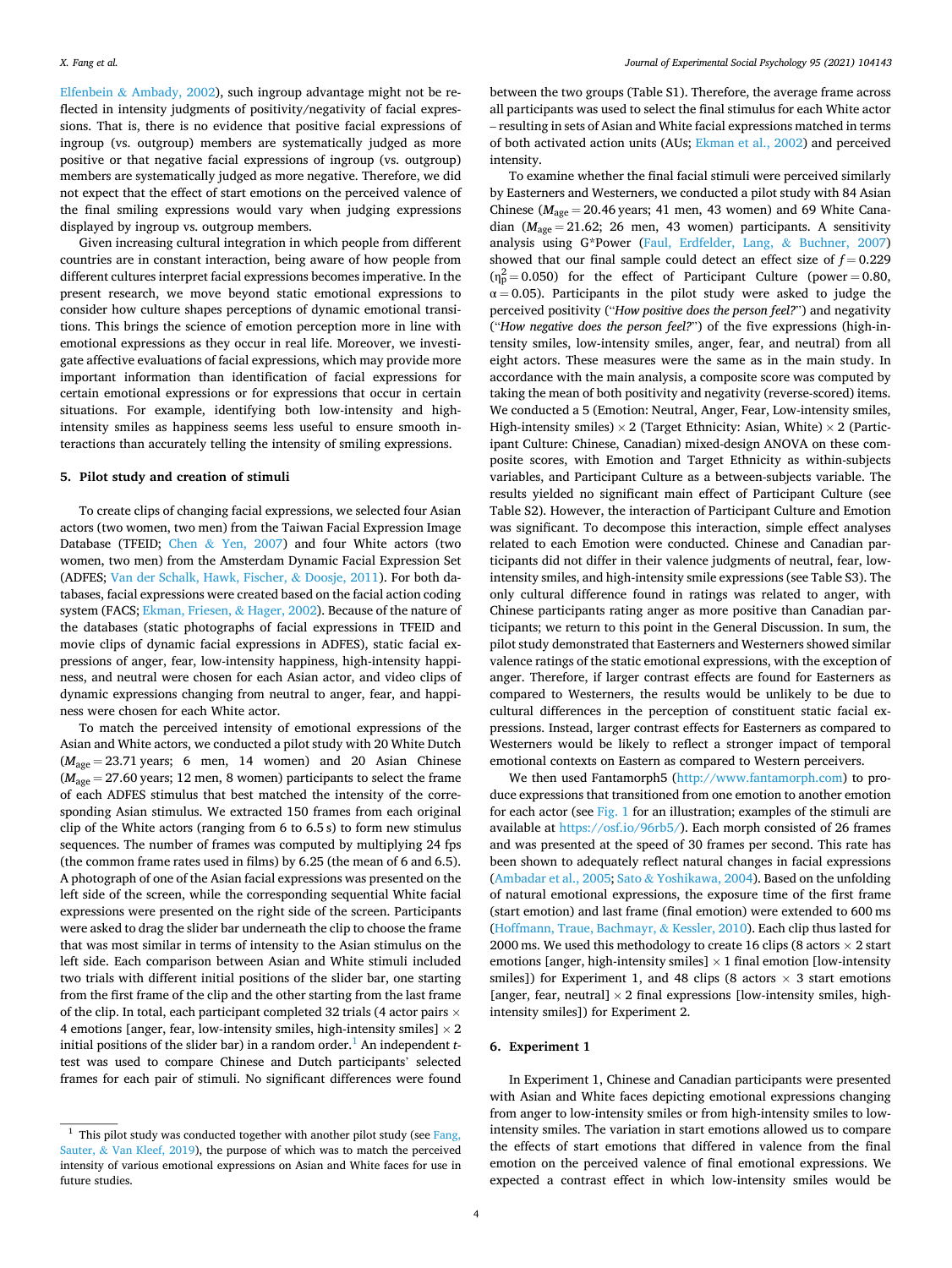Elfenbein & Ambady, 2002), such ingroup advantage might not be reflected in intensity judgments of positivity/negativity of facial expressions. That is, there is no evidence that positive facial expressions of ingroup (vs. outgroup) members are systematically judged as more positive or that negative facial expressions of ingroup (vs. outgroup) members are systematically judged as more negative. Therefore, we did not expect that the effect of start emotions on the perceived valence of the final smiling expressions would vary when judging expressions displayed by ingroup vs. outgroup members.

Given increasing cultural integration in which people from different countries are in constant interaction, being aware of how people from different cultures interpret facial expressions becomes imperative. In the present research, we move beyond static emotional expressions to consider how culture shapes perceptions of dynamic emotional transitions. This brings the science of emotion perception more in line with emotional expressions as they occur in real life. Moreover, we investigate affective evaluations of facial expressions, which may provide more important information than identification of facial expressions for certain emotional expressions or for expressions that occur in certain situations. For example, identifying both low-intensity and high-intensity smiles as happiness seems less useful to ensure smooth interactions than accurately telling the intensity of smiling expressions.

## 5. Pilot study and creation of stimuli

To create clips of changing facial expressions, we selected four Asian actors (two women, two men) from the Taiwan Facial Expression Image Database (TFEID; Chen & Yen, 2007) and four White actors (two women, two men) from the Amsterdam Dynamic Facial Expression Set (ADFES; Van der Schalk, Hawk, Fischer, & Doosje, 2011). For both databases, facial expressions were created based on the facial action coding system (FACS; Ekman, Friesen, & Hager, 2002). Because of the nature of the databases (static photographs of facial expressions in TFEID and movie clips of dynamic facial expressions in ADFES), static facial expressions of anger, fear, low-intensity happiness, high-intensity happiness, and neutral were chosen for each Asian actor, and video clips of dynamic expressions changing from neutral to anger, fear, and happiness were chosen for each White actor.

To match the perceived intensity of emotional expressions of the Asian and White actors, we conducted a pilot study with 20 White Dutch ($M_{age} = 23.71$ years; 6 men, 14 women) and 20 Asian Chinese ($M_{age} = 27.60$ years; 12 men, 8 women) participants to select the frame of each ADFES stimulus that best matched the intensity of the corresponding Asian stimulus. We extracted 150 frames from each original clip of the White actors (ranging from 6 to 6.5 s) to form new stimulus sequences. The number of frames was computed by multiplying 24 fps (the common frame rates used in films) by 6.25 (the mean of 6 and 6.5). A photograph of one of the Asian facial expressions was presented on the left side of the screen, while the corresponding sequential White facial expressions were presented on the right side of the screen. Participants were asked to drag the slider bar underneath the clip to choose the frame that was most similar in terms of intensity to the Asian stimulus on the left side. Each comparison between Asian and White stimuli included two trials with different initial positions of the slider bar, one starting from the first frame of the clip and the other starting from the last frame of the clip. In total, each participant completed 32 trials (4 actor pairs × 4 emotions [anger, fear, low-intensity smiles, high-intensity smiles] × 2 initial positions of the slider bar) in a random order.[1] An independent *t*-test was used to compare Chinese and Dutch participants' selected frames for each pair of stimuli. No significant differences were found between the two groups (Table S1). Therefore, the average frame across all participants was used to select the final stimulus for each White actor – resulting in sets of Asian and White facial expressions matched in terms of both activated action units (AUs; Ekman et al., 2002) and perceived intensity.

To examine whether the final facial stimuli were perceived similarly by Easterners and Westerners, we conducted a pilot study with 84 Asian Chinese ($M_{age} = 20.46$ years; 41 men, 43 women) and 69 White Canadian ($M_{age} = 21.62$; 26 men, 43 women) participants. A sensitivity analysis using G*Power (Faul, Erdfelder, Lang, & Buchner, 2007) showed that our final sample could detect an effect size of $f = 0.229$ ($\eta_p^2 = 0.050$) for the effect of Participant Culture (power = 0.80, $\alpha = 0.05$). Participants in the pilot study were asked to judge the perceived positivity ("*How positive does the person feel?*") and negativity ("*How negative does the person feel?*") of the five expressions (high-intensity smiles, low-intensity smiles, anger, fear, and neutral) from all eight actors. These measures were the same as in the main study. In accordance with the main analysis, a composite score was computed by taking the mean of both positivity and negativity (reverse-scored) items. We conducted a 5 (Emotion: Neutral, Anger, Fear, Low-intensity smiles, High-intensity smiles) × 2 (Target Ethnicity: Asian, White) × 2 (Participant Culture: Chinese, Canadian) mixed-design ANOVA on these composite scores, with Emotion and Target Ethnicity as within-subjects variables, and Participant Culture as a between-subjects variable. The results yielded no significant main effect of Participant Culture (see Table S2). However, the interaction of Participant Culture and Emotion was significant. To decompose this interaction, simple effect analyses related to each Emotion were conducted. Chinese and Canadian participants did not differ in their valence judgments of neutral, fear, low-intensity smiles, and high-intensity smile expressions (see Table S3). The only cultural difference found in ratings was related to anger, with Chinese participants rating anger as more positive than Canadian participants; we return to this point in the General Discussion. In sum, the pilot study demonstrated that Easterners and Westerners showed similar valence ratings of the static emotional expressions, with the exception of anger. Therefore, if larger contrast effects are found for Easterners as compared to Westerners, the results would be unlikely to be due to cultural differences in the perception of constituent static facial expressions. Instead, larger contrast effects for Easterners as compared to Westerners would be likely to reflect a stronger impact of temporal emotional contexts on Eastern as compared to Western perceivers.

We then used Fantamorph5 (http://www.fantamorph.com) to produce expressions that transitioned from one emotion to another emotion for each actor (see Fig. 1 for an illustration; examples of the stimuli are available at https://osf.io/96rb5/). Each morph consisted of 26 frames and was presented at the speed of 30 frames per second. This rate has been shown to adequately reflect natural changes in facial expressions (Ambadar et al., 2005; Sato & Yoshikawa, 2004). Based on the unfolding of natural emotional expressions, the exposure time of the first frame (start emotion) and last frame (final emotion) were extended to 600 ms (Hoffmann, Traue, Bachmayr, & Kessler, 2010). Each clip thus lasted for 2000 ms. We used this methodology to create 16 clips (8 actors × 2 start emotions [anger, high-intensity smiles] × 1 final emotion [low-intensity smiles]) for Experiment 1, and 48 clips (8 actors × 3 start emotions [anger, fear, neutral] × 2 final expressions [low-intensity smiles, high-intensity smiles]) for Experiment 2.

## 6. Experiment 1

In Experiment 1, Chinese and Canadian participants were presented with Asian and White faces depicting emotional expressions changing from anger to low-intensity smiles or from high-intensity smiles to low-intensity smiles. The variation in start emotions allowed us to compare the effects of start emotions that differed in valence from the final emotion on the perceived valence of final emotional expressions. We expected a contrast effect in which low-intensity smiles would be

---

[1] This pilot study was conducted together with another pilot study (see Fang, Sauter, & Van Kleef, 2019), the purpose of which was to match the perceived intensity of various emotional expressions on Asian and White faces for use in future studies.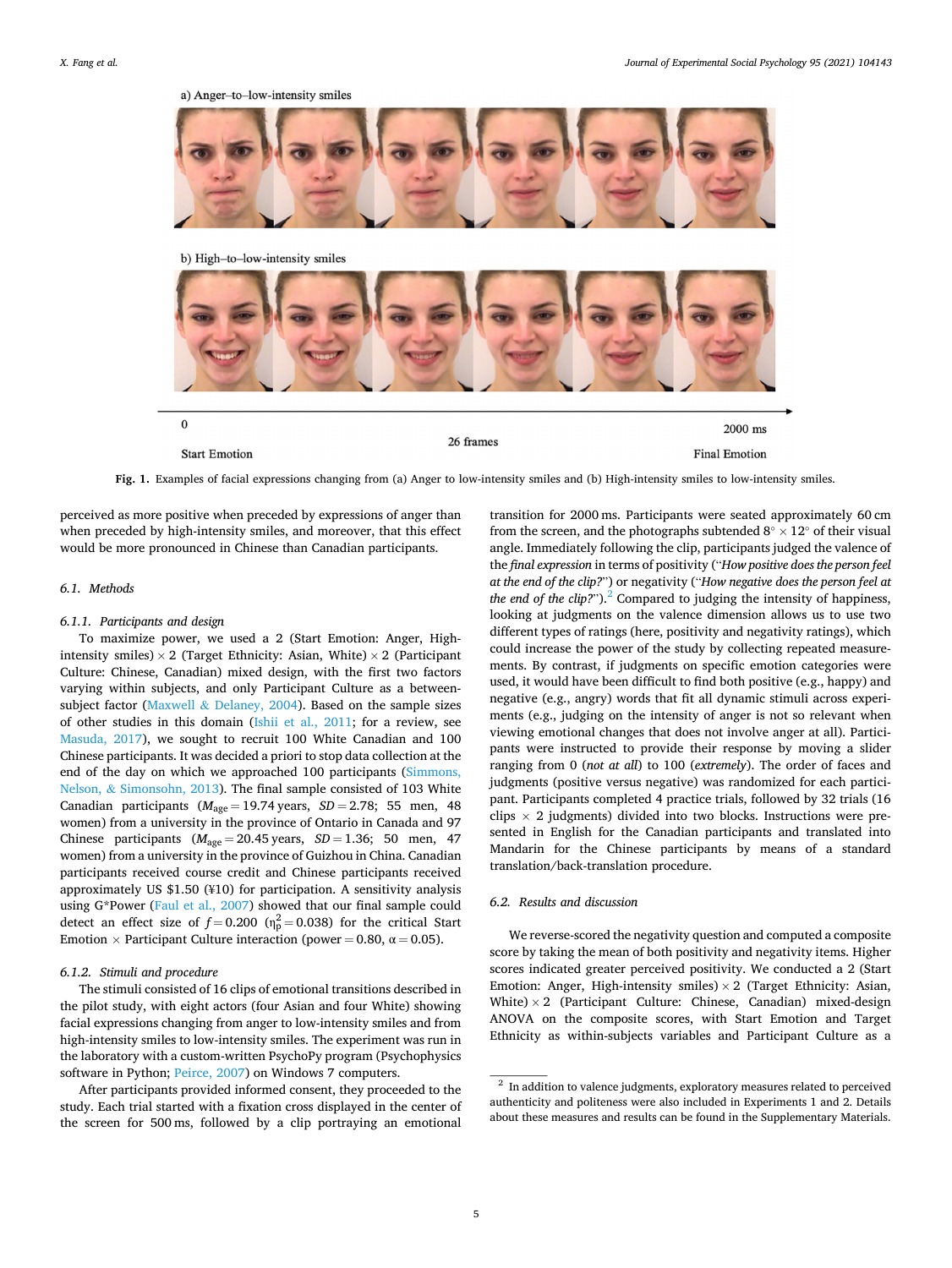a) Anger–to–low-intensity smiles

b) High–to–low-intensity smiles

0 Start Emotion — 26 frames — 2000 ms Final Emotion

**Fig. 1.** Examples of facial expressions changing from (a) Anger to low-intensity smiles and (b) High-intensity smiles to low-intensity smiles.

perceived as more positive when preceded by expressions of anger than when preceded by high-intensity smiles, and moreover, that this effect would be more pronounced in Chinese than Canadian participants.

## 6.1. Methods

### 6.1.1. Participants and design

To maximize power, we used a 2 (Start Emotion: Anger, High-intensity smiles) × 2 (Target Ethnicity: Asian, White) × 2 (Participant Culture: Chinese, Canadian) mixed design, with the first two factors varying within subjects, and only Participant Culture as a between-subject factor (Maxwell & Delaney, 2004). Based on the sample sizes of other studies in this domain (Ishii et al., 2011; for a review, see Masuda, 2017), we sought to recruit 100 White Canadian and 100 Chinese participants. It was decided a priori to stop data collection at the end of the day on which we approached 100 participants (Simmons, Nelson, & Simonsohn, 2013). The final sample consisted of 103 White Canadian participants ($M_{age} = 19.74$ years, $SD = 2.78$; 55 men, 48 women) from a university in the province of Ontario in Canada and 97 Chinese participants ($M_{age} = 20.45$ years, $SD = 1.36$; 50 men, 47 women) from a university in the province of Guizhou in China. Canadian participants received course credit and Chinese participants received approximately US $1.50 (¥10) for participation. A sensitivity analysis using G*Power (Faul et al., 2007) showed that our final sample could detect an effect size of $f = 0.200$ ($\eta_p^2 = 0.038$) for the critical Start Emotion × Participant Culture interaction (power = 0.80, α = 0.05).

### 6.1.2. Stimuli and procedure

The stimuli consisted of 16 clips of emotional transitions described in the pilot study, with eight actors (four Asian and four White) showing facial expressions changing from anger to low-intensity smiles and from high-intensity smiles to low-intensity smiles. The experiment was run in the laboratory with a custom-written PsychoPy program (Psychophysics software in Python; Peirce, 2007) on Windows 7 computers.

After participants provided informed consent, they proceeded to the study. Each trial started with a fixation cross displayed in the center of the screen for 500 ms, followed by a clip portraying an emotional transition for 2000 ms. Participants were seated approximately 60 cm from the screen, and the photographs subtended 8° × 12° of their visual angle. Immediately following the clip, participants judged the valence of the *final expression* in terms of positivity (*"How positive does the person feel at the end of the clip?"*) or negativity (*"How negative does the person feel at the end of the clip?"*).[2] Compared to judging the intensity of happiness, looking at judgments on the valence dimension allows us to use two different types of ratings (here, positivity and negativity ratings), which could increase the power of the study by collecting repeated measurements. By contrast, if judgments on specific emotion categories were used, it would have been difficult to find both positive (e.g., happy) and negative (e.g., angry) words that fit all dynamic stimuli across experiments (e.g., judging on the intensity of anger is not so relevant when viewing emotional changes that does not involve anger at all). Participants were instructed to provide their response by moving a slider ranging from 0 (*not at all*) to 100 (*extremely*). The order of faces and judgments (positive versus negative) was randomized for each participant. Participants completed 4 practice trials, followed by 32 trials (16 clips × 2 judgments) divided into two blocks. Instructions were presented in English for the Canadian participants and translated into Mandarin for the Chinese participants by means of a standard translation/back-translation procedure.

## 6.2. Results and discussion

We reverse-scored the negativity question and computed a composite score by taking the mean of both positivity and negativity items. Higher scores indicated greater perceived positivity. We conducted a 2 (Start Emotion: Anger, High-intensity smiles) × 2 (Target Ethnicity: Asian, White) × 2 (Participant Culture: Chinese, Canadian) mixed-design ANOVA on the composite scores, with Start Emotion and Target Ethnicity as within-subjects variables and Participant Culture as a

[2] In addition to valence judgments, exploratory measures related to perceived authenticity and politeness were also included in Experiments 1 and 2. Details about these measures and results can be found in the Supplementary Materials.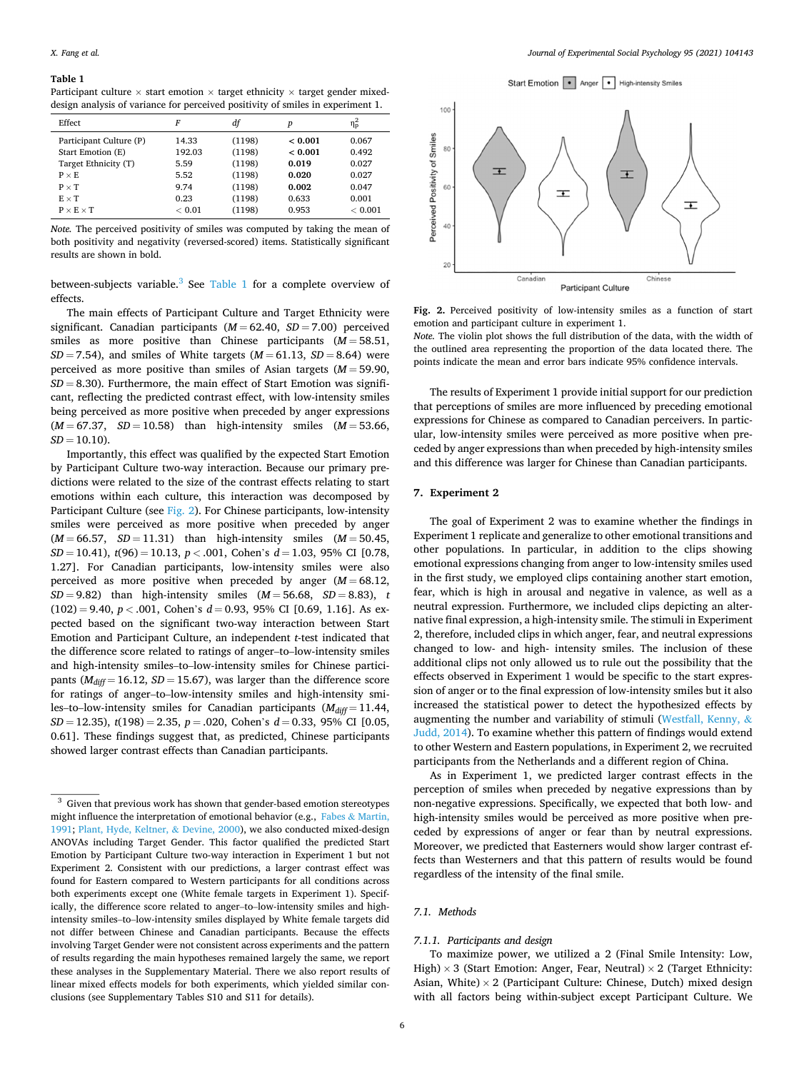**Table 1**

Participant culture × start emotion × target ethnicity × target gender mixed-design analysis of variance for perceived positivity of smiles in experiment 1.

| Effect | $F$ | $df$ | $p$ | $\eta_p^2$ |
|---|---|---|---|---|
| Participant Culture (P) | 14.33 | (1198) | **< 0.001** | 0.067 |
| Start Emotion (E) | 192.03 | (1198) | **< 0.001** | 0.492 |
| Target Ethnicity (T) | 5.59 | (1198) | **0.019** | 0.027 |
| P × E | 5.52 | (1198) | **0.020** | 0.027 |
| P × T | 9.74 | (1198) | **0.002** | 0.047 |
| E × T | 0.23 | (1198) | 0.633 | 0.001 |
| P × E × T | < 0.01 | (1198) | 0.953 | < 0.001 |

*Note.* The perceived positivity of smiles was computed by taking the mean of both positivity and negativity (reversed-scored) items. Statistically significant results are shown in bold.

between-subjects variable.[3] See Table 1 for a complete overview of effects.

The main effects of Participant Culture and Target Ethnicity were significant. Canadian participants ($M = 62.40$, $SD = 7.00$) perceived smiles as more positive than Chinese participants ($M = 58.51$, $SD = 7.54$), and smiles of White targets ($M = 61.13$, $SD = 8.64$) were perceived as more positive than smiles of Asian targets ($M = 59.90$, $SD = 8.30$). Furthermore, the main effect of Start Emotion was significant, reflecting the predicted contrast effect, with low-intensity smiles being perceived as more positive when preceded by anger expressions ($M = 67.37$, $SD = 10.58$) than high-intensity smiles ($M = 53.66$, $SD = 10.10$).

Importantly, this effect was qualified by the expected Start Emotion by Participant Culture two-way interaction. Because our primary predictions were related to the size of the contrast effects relating to start emotions within each culture, this interaction was decomposed by Participant Culture (see Fig. 2). For Chinese participants, low-intensity smiles were perceived as more positive when preceded by anger ($M = 66.57$, $SD = 11.31$) than high-intensity smiles ($M = 50.45$, $SD = 10.41$), $t(96) = 10.13$, $p < .001$, Cohen's $d = 1.03$, 95% CI [0.78, 1.27]. For Canadian participants, low-intensity smiles were also perceived as more positive when preceded by anger ($M = 68.12$, $SD = 9.82$) than high-intensity smiles ($M = 56.68$, $SD = 8.83$), $t(102) = 9.40$, $p < .001$, Cohen's $d = 0.93$, 95% CI [0.69, 1.16]. As expected based on the significant two-way interaction between Start Emotion and Participant Culture, an independent $t$-test indicated that the difference score related to ratings of anger–to–low-intensity smiles and high-intensity smiles–to–low-intensity smiles for Chinese participants ($M_{diff} = 16.12$, $SD = 15.67$), was larger than the difference score for ratings of anger–to–low-intensity smiles and high-intensity smiles–to–low-intensity smiles for Canadian participants ($M_{diff} = 11.44$, $SD = 12.35$), $t(198) = 2.35$, $p = .020$, Cohen's $d = 0.33$, 95% CI [0.05, 0.61]. These findings suggest that, as predicted, Chinese participants showed larger contrast effects than Canadian participants.

**Fig. 2.** Perceived positivity of low-intensity smiles as a function of start emotion and participant culture in experiment 1.

*Note.* The violin plot shows the full distribution of the data, with the width of the outlined area representing the proportion of the data located there. The points indicate the mean and error bars indicate 95% confidence intervals.

The results of Experiment 1 provide initial support for our prediction that perceptions of smiles are more influenced by preceding emotional expressions for Chinese as compared to Canadian perceivers. In particular, low-intensity smiles were perceived as more positive when preceded by anger expressions than when preceded by high-intensity smiles and this difference was larger for Chinese than Canadian participants.

## 7. Experiment 2

The goal of Experiment 2 was to examine whether the findings in Experiment 1 replicate and generalize to other emotional transitions and other populations. In particular, in addition to the clips showing emotional expressions changing from anger to low-intensity smiles used in the first study, we employed clips containing another start emotion, fear, which is high in arousal and negative in valence, as well as a neutral expression. Furthermore, we included clips depicting an alternative final expression, a high-intensity smile. The stimuli in Experiment 2, therefore, included clips in which anger, fear, and neutral expressions changed to low- and high- intensity smiles. The inclusion of these additional clips not only allowed us to rule out the possibility that the effects observed in Experiment 1 would be specific to the start expression of anger or to the final expression of low-intensity smiles but it also increased the statistical power to detect the hypothesized effects by augmenting the number and variability of stimuli (Westfall, Kenny, & Judd, 2014). To examine whether this pattern of findings would extend to other Western and Eastern populations, in Experiment 2, we recruited participants from the Netherlands and a different region of China.

As in Experiment 1, we predicted larger contrast effects in the perception of smiles when preceded by negative expressions than by non-negative expressions. Specifically, we expected that both low- and high-intensity smiles would be perceived as more positive when preceded by expressions of anger or fear than by neutral expressions. Moreover, we predicted that Easterners would show larger contrast effects than Westerners and that this pattern of results would be found regardless of the intensity of the final smile.

### 7.1. Methods

#### 7.1.1. Participants and design

To maximize power, we utilized a 2 (Final Smile Intensity: Low, High) × 3 (Start Emotion: Anger, Fear, Neutral) × 2 (Target Ethnicity: Asian, White) × 2 (Participant Culture: Chinese, Dutch) mixed design with all factors being within-subject except Participant Culture. We

---

[3] Given that previous work has shown that gender-based emotion stereotypes might influence the interpretation of emotional behavior (e.g., Fabes & Martin, 1991; Plant, Hyde, Keltner, & Devine, 2000), we also conducted mixed-design ANOVAs including Target Gender. This factor qualified the predicted Start Emotion by Participant Culture two-way interaction in Experiment 1 but not Experiment 2. Consistent with our predictions, a larger contrast effect was found for Eastern compared to Western participants for all conditions across both experiments except one (White female targets in Experiment 1). Specifically, the difference score related to anger–to–low-intensity smiles and high-intensity smiles–to–low-intensity smiles displayed by White female targets did not differ between Chinese and Canadian participants. Because the effects involving Target Gender were not consistent across experiments and the pattern of results regarding the main hypotheses remained largely the same, we report these analyses in the Supplementary Material. There we also report results of linear mixed effects models for both experiments, which yielded similar conclusions (see Supplementary Tables S10 and S11 for details).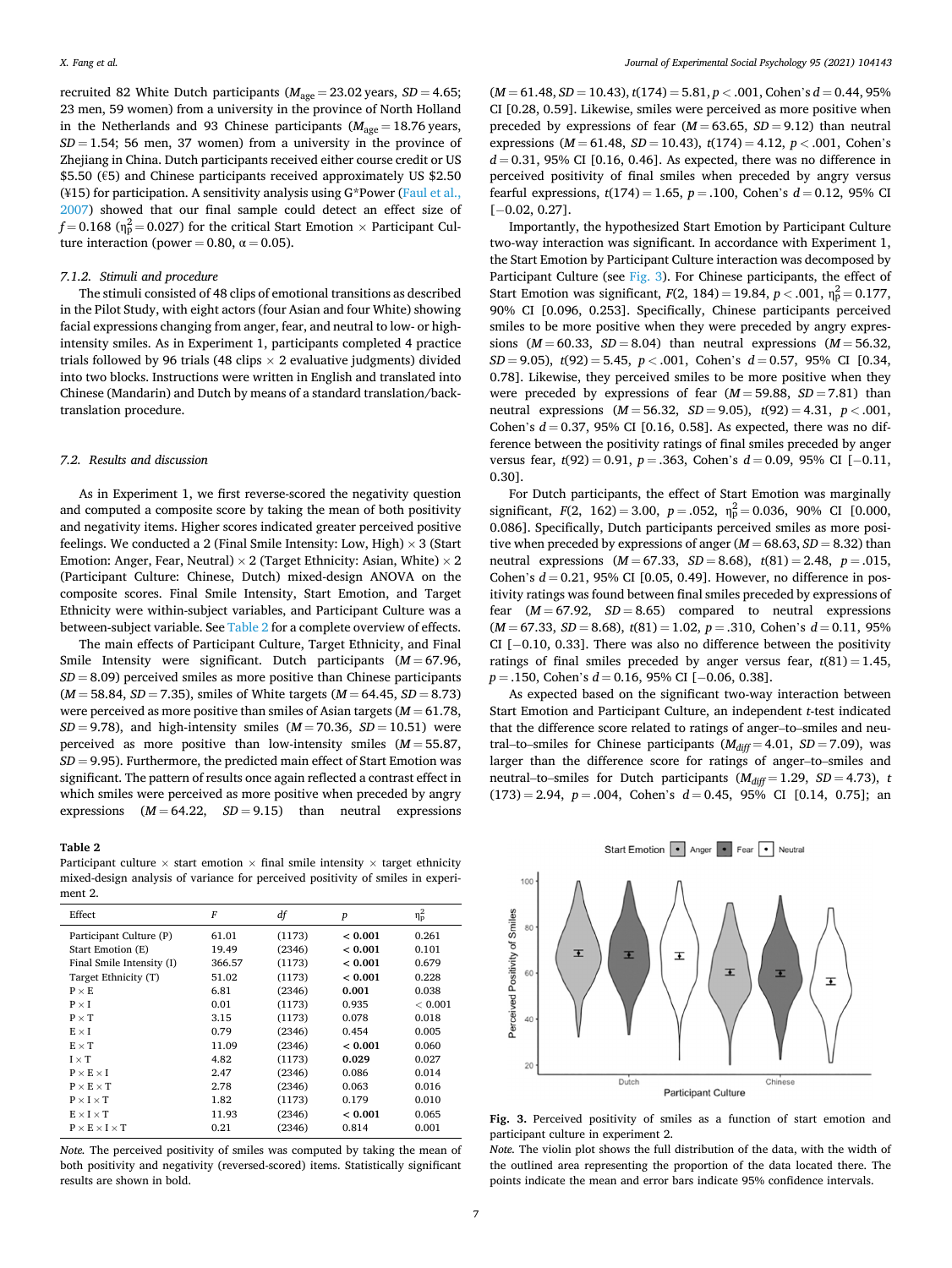recruited 82 White Dutch participants ($M_{age}$ = 23.02 years, $SD$ = 4.65; 23 men, 59 women) from a university in the province of North Holland in the Netherlands and 93 Chinese participants ($M_{age}$ = 18.76 years, $SD$ = 1.54; 56 men, 37 women) from a university in the province of Zhejiang in China. Dutch participants received either course credit or US $5.50 (€5) and Chinese participants received approximately US $2.50 (¥15) for participation. A sensitivity analysis using G*Power (Faul et al., 2007) showed that our final sample could detect an effect size of $f$ = 0.168 ($\eta_p^2$ = 0.027) for the critical Start Emotion × Participant Culture interaction (power = 0.80, α = 0.05).

#### 7.1.2. Stimuli and procedure

The stimuli consisted of 48 clips of emotional transitions as described in the Pilot Study, with eight actors (four Asian and four White) showing facial expressions changing from anger, fear, and neutral to low- or high-intensity smiles. As in Experiment 1, participants completed 4 practice trials followed by 96 trials (48 clips × 2 evaluative judgments) divided into two blocks. Instructions were written in English and translated into Chinese (Mandarin) and Dutch by means of a standard translation/back-translation procedure.

### 7.2. Results and discussion

As in Experiment 1, we first reverse-scored the negativity question and computed a composite score by taking the mean of both positivity and negativity items. Higher scores indicated greater perceived positive feelings. We conducted a 2 (Final Smile Intensity: Low, High) × 3 (Start Emotion: Anger, Fear, Neutral) × 2 (Target Ethnicity: Asian, White) × 2 (Participant Culture: Chinese, Dutch) mixed-design ANOVA on the composite scores. Final Smile Intensity, Start Emotion, and Target Ethnicity were within-subject variables, and Participant Culture was a between-subject variable. See Table 2 for a complete overview of effects.

The main effects of Participant Culture, Target Ethnicity, and Final Smile Intensity were significant. Dutch participants ($M$ = 67.96, $SD$ = 8.09) perceived smiles as more positive than Chinese participants ($M$ = 58.84, $SD$ = 7.35), smiles of White targets ($M$ = 64.45, $SD$ = 8.73) were perceived as more positive than smiles of Asian targets ($M$ = 61.78, $SD$ = 9.78), and high-intensity smiles ($M$ = 70.36, $SD$ = 10.51) were perceived as more positive than low-intensity smiles ($M$ = 55.87, $SD$ = 9.95). Furthermore, the predicted main effect of Start Emotion was significant. The pattern of results once again reflected a contrast effect in which smiles were perceived as more positive when preceded by angry expressions ($M$ = 64.22, $SD$ = 9.15) than neutral expressions ($M$ = 61.48, $SD$ = 10.43), $t$(174) = 5.81, $p$ < .001, Cohen's $d$ = 0.44, 95% CI [0.28, 0.59]. Likewise, smiles were perceived as more positive when preceded by expressions of fear ($M$ = 63.65, $SD$ = 9.12) than neutral expressions ($M$ = 61.48, $SD$ = 10.43), $t$(174) = 4.12, $p$ < .001, Cohen's $d$ = 0.31, 95% CI [0.16, 0.46]. As expected, there was no difference in perceived positivity of final smiles when preceded by angry versus fearful expressions, $t$(174) = 1.65, $p$ = .100, Cohen's $d$ = 0.12, 95% CI [−0.02, 0.27].

Importantly, the hypothesized Start Emotion by Participant Culture two-way interaction was significant. In accordance with Experiment 1, the Start Emotion by Participant Culture interaction was decomposed by Participant Culture (see Fig. 3). For Chinese participants, the effect of Start Emotion was significant, $F$(2, 184) = 19.84, $p$ < .001, $\eta_p^2$ = 0.177, 90% CI [0.096, 0.253]. Specifically, Chinese participants perceived smiles to be more positive when they were preceded by angry expressions ($M$ = 60.33, $SD$ = 8.04) than neutral expressions ($M$ = 56.32, $SD$ = 9.05), $t$(92) = 5.45, $p$ < .001, Cohen's $d$ = 0.57, 95% CI [0.34, 0.78]. Likewise, they perceived smiles to be more positive when they were preceded by expressions of fear ($M$ = 59.88, $SD$ = 7.81) than neutral expressions ($M$ = 56.32, $SD$ = 9.05), $t$(92) = 4.31, $p$ < .001, Cohen's $d$ = 0.37, 95% CI [0.16, 0.58]. As expected, there was no difference between the positivity ratings of final smiles preceded by anger versus fear, $t$(92) = 0.91, $p$ = .363, Cohen's $d$ = 0.09, 95% CI [−0.11, 0.30].

For Dutch participants, the effect of Start Emotion was marginally significant, $F$(2, 162) = 3.00, $p$ = .052, $\eta_p^2$ = 0.036, 90% CI [0.000, 0.086]. Specifically, Dutch participants perceived smiles as more positive when preceded by expressions of anger ($M$ = 68.63, $SD$ = 8.32) than neutral expressions ($M$ = 67.33, $SD$ = 8.68), $t$(81) = 2.48, $p$ = .015, Cohen's $d$ = 0.21, 95% CI [0.05, 0.49]. However, no difference in positivity ratings was found between final smiles preceded by expressions of fear ($M$ = 67.92, $SD$ = 8.65) compared to neutral expressions ($M$ = 67.33, $SD$ = 8.68), $t$(81) = 1.02, $p$ = .310, Cohen's $d$ = 0.11, 95% CI [−0.10, 0.33]. There was also no difference between the positivity ratings of final smiles preceded by anger versus fear, $t$(81) = 1.45, $p$ = .150, Cohen's $d$ = 0.16, 95% CI [−0.06, 0.38].

As expected based on the significant two-way interaction between Start Emotion and Participant Culture, an independent $t$-test indicated that the difference score related to ratings of anger–to–smiles and neutral–to–smiles for Chinese participants ($M_{diff}$ = 4.01, $SD$ = 7.09), was larger than the difference score for ratings of anger–to–smiles and neutral–to–smiles for Dutch participants ($M_{diff}$ = 1.29, $SD$ = 4.73), $t$(173) = 2.94, $p$ = .004, Cohen's $d$ = 0.45, 95% CI [0.14, 0.75]; an

**Table 2**
Participant culture × start emotion × final smile intensity × target ethnicity mixed-design analysis of variance for perceived positivity of smiles in experiment 2.

| Effect | F | df | p | $\eta_p^2$ |
|---|---|---|---|---|
| Participant Culture (P) | 61.01 | (1173) | **< 0.001** | 0.261 |
| Start Emotion (E) | 19.49 | (2346) | **< 0.001** | 0.101 |
| Final Smile Intensity (I) | 366.57 | (1173) | **< 0.001** | 0.679 |
| Target Ethnicity (T) | 51.02 | (1173) | **< 0.001** | 0.228 |
| P × E | 6.81 | (2346) | **0.001** | 0.038 |
| P × I | 0.01 | (1173) | 0.935 | < 0.001 |
| P × T | 3.15 | (1173) | 0.078 | 0.018 |
| E × I | 0.79 | (2346) | 0.454 | 0.005 |
| E × T | 11.09 | (2346) | **< 0.001** | 0.060 |
| I × T | 4.82 | (1173) | **0.029** | 0.027 |
| P × E × I | 2.47 | (2346) | 0.086 | 0.014 |
| P × E × T | 2.78 | (2346) | 0.063 | 0.016 |
| P × I × T | 1.82 | (1173) | 0.179 | 0.010 |
| E × I × T | 11.93 | (2346) | **< 0.001** | 0.065 |
| P × E × I × T | 0.21 | (2346) | 0.814 | 0.001 |

*Note.* The perceived positivity of smiles was computed by taking the mean of both positivity and negativity (reversed-scored) items. Statistically significant results are shown in bold.

**Fig. 3.** Perceived positivity of smiles as a function of start emotion and participant culture in experiment 2.
*Note.* The violin plot shows the full distribution of the data, with the width of the outlined area representing the proportion of the data located there. The points indicate the mean and error bars indicate 95% confidence intervals.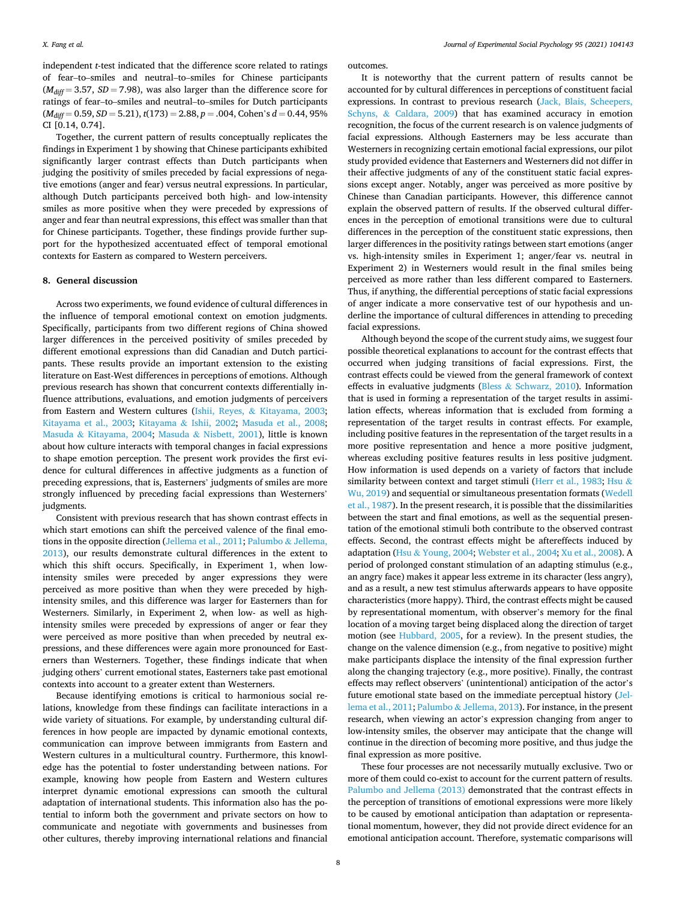independent *t*-test indicated that the difference score related to ratings of fear–to–smiles and neutral–to–smiles for Chinese participants ($M_{diff}$ = 3.57, *SD* = 7.98), was also larger than the difference score for ratings of fear–to–smiles and neutral–to–smiles for Dutch participants ($M_{diff}$ = 0.59, *SD* = 5.21), $t(173) = 2.88$, $p = .004$, Cohen's $d = 0.44$, 95% CI [0.14, 0.74].

Together, the current pattern of results conceptually replicates the findings in Experiment 1 by showing that Chinese participants exhibited significantly larger contrast effects than Dutch participants when judging the positivity of smiles preceded by facial expressions of negative emotions (anger and fear) versus neutral expressions. In particular, although Dutch participants perceived both high- and low-intensity smiles as more positive when they were preceded by expressions of anger and fear than neutral expressions, this effect was smaller than that for Chinese participants. Together, these findings provide further support for the hypothesized accentuated effect of temporal emotional contexts for Eastern as compared to Western perceivers.

## 8. General discussion

Across two experiments, we found evidence of cultural differences in the influence of temporal emotional context on emotion judgments. Specifically, participants from two different regions of China showed larger differences in the perceived positivity of smiles preceded by different emotional expressions than did Canadian and Dutch participants. These results provide an important extension to the existing literature on East-West differences in perceptions of emotions. Although previous research has shown that concurrent contexts differentially influence attributions, evaluations, and emotion judgments of perceivers from Eastern and Western cultures (Ishii, Reyes, & Kitayama, 2003; Kitayama et al., 2003; Kitayama & Ishii, 2002; Masuda et al., 2008; Masuda & Kitayama, 2004; Masuda & Nisbett, 2001), little is known about how culture interacts with temporal changes in facial expressions to shape emotion perception. The present work provides the first evidence for cultural differences in affective judgments as a function of preceding expressions, that is, Easterners' judgments of smiles are more strongly influenced by preceding facial expressions than Westerners' judgments.

Consistent with previous research that has shown contrast effects in which start emotions can shift the perceived valence of the final emotions in the opposite direction (Jellema et al., 2011; Palumbo & Jellema, 2013), our results demonstrate cultural differences in the extent to which this shift occurs. Specifically, in Experiment 1, when low-intensity smiles were preceded by anger expressions they were perceived as more positive than when they were preceded by high-intensity smiles, and this difference was larger for Easterners than for Westerners. Similarly, in Experiment 2, when low- as well as high-intensity smiles were preceded by expressions of anger or fear they were perceived as more positive than when preceded by neutral expressions, and these differences were again more pronounced for Easterners than Westerners. Together, these findings indicate that when judging others' current emotional states, Easterners take past emotional contexts into account to a greater extent than Westerners.

Because identifying emotions is critical to harmonious social relations, knowledge from these findings can facilitate interactions in a wide variety of situations. For example, by understanding cultural differences in how people are impacted by dynamic emotional contexts, communication can improve between immigrants from Eastern and Western cultures in a multicultural country. Furthermore, this knowledge has the potential to foster understanding between nations. For example, knowing how people from Eastern and Western cultures interpret dynamic emotional expressions can smooth the cultural adaptation of international students. This information also has the potential to inform both the government and private sectors on how to communicate and negotiate with governments and businesses from other cultures, thereby improving international relations and financial outcomes.

It is noteworthy that the current pattern of results cannot be accounted for by cultural differences in perceptions of constituent facial expressions. In contrast to previous research (Jack, Blais, Scheepers, Schyns, & Caldara, 2009) that has examined accuracy in emotion recognition, the focus of the current research is on valence judgments of facial expressions. Although Easterners may be less accurate than Westerners in recognizing certain emotional facial expressions, our pilot study provided evidence that Easterners and Westerners did not differ in their affective judgments of any of the constituent static facial expressions except anger. Notably, anger was perceived as more positive by Chinese than Canadian participants. However, this difference cannot explain the observed pattern of results. If the observed cultural differences in the perception of emotional transitions were due to cultural differences in the perception of the constituent static expressions, then larger differences in the positivity ratings between start emotions (anger vs. high-intensity smiles in Experiment 1; anger/fear vs. neutral in Experiment 2) in Westerners would result in the final smiles being perceived as more rather than less different compared to Easterners. Thus, if anything, the differential perceptions of static facial expressions of anger indicate a more conservative test of our hypothesis and underline the importance of cultural differences in attending to preceding facial expressions.

Although beyond the scope of the current study aims, we suggest four possible theoretical explanations to account for the contrast effects that occurred when judging transitions of facial expressions. First, the contrast effects could be viewed from the general framework of context effects in evaluative judgments (Bless & Schwarz, 2010). Information that is used in forming a representation of the target results in assimilation effects, whereas information that is excluded from forming a representation of the target results in contrast effects. For example, including positive features in the representation of the target results in a more positive representation and hence a more positive judgment, whereas excluding positive features results in less positive judgment. How information is used depends on a variety of factors that include similarity between context and target stimuli (Herr et al., 1983; Hsu & Wu, 2019) and sequential or simultaneous presentation formats (Wedell et al., 1987). In the present research, it is possible that the dissimilarities between the start and final emotions, as well as the sequential presentation of the emotional stimuli both contribute to the observed contrast effects. Second, the contrast effects might be aftereffects induced by adaptation (Hsu & Young, 2004; Webster et al., 2004; Xu et al., 2008). A period of prolonged constant stimulation of an adapting stimulus (e.g., an angry face) makes it appear less extreme in its character (less angry), and as a result, a new test stimulus afterwards appears to have opposite characteristics (more happy). Third, the contrast effects might be caused by representational momentum, with observer's memory for the final location of a moving target being displaced along the direction of target motion (see Hubbard, 2005, for a review). In the present studies, the change on the valence dimension (e.g., from negative to positive) might make participants displace the intensity of the final expression further along the changing trajectory (e.g., more positive). Finally, the contrast effects may reflect observers' (unintentional) anticipation of the actor's future emotional state based on the immediate perceptual history (Jellema et al., 2011; Palumbo & Jellema, 2013). For instance, in the present research, when viewing an actor's expression changing from anger to low-intensity smiles, the observer may anticipate that the change will continue in the direction of becoming more positive, and thus judge the final expression as more positive.

These four processes are not necessarily mutually exclusive. Two or more of them could co-exist to account for the current pattern of results. Palumbo and Jellema (2013) demonstrated that the contrast effects in the perception of transitions of emotional expressions were more likely to be caused by emotional anticipation than adaptation or representational momentum, however, they did not provide direct evidence for an emotional anticipation account. Therefore, systematic comparisons will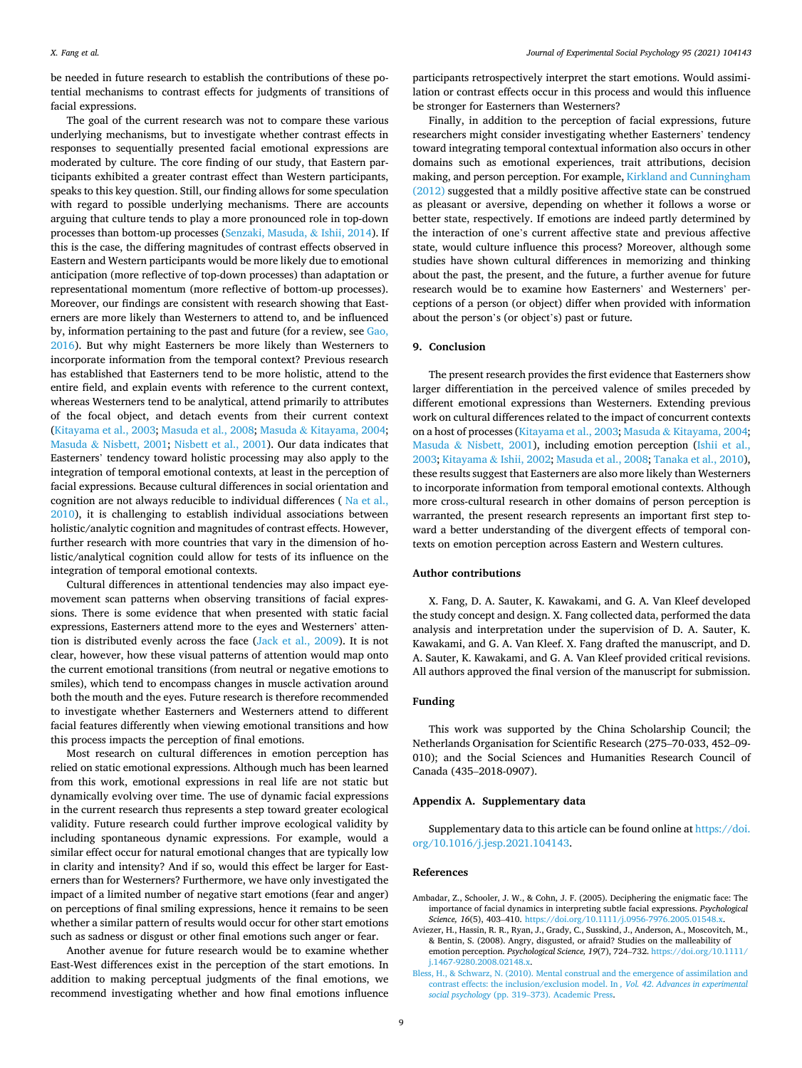be needed in future research to establish the contributions of these potential mechanisms to contrast effects for judgments of transitions of facial expressions.

The goal of the current research was not to compare these various underlying mechanisms, but to investigate whether contrast effects in responses to sequentially presented facial emotional expressions are moderated by culture. The core finding of our study, that Eastern participants exhibited a greater contrast effect than Western participants, speaks to this key question. Still, our finding allows for some speculation with regard to possible underlying mechanisms. There are accounts arguing that culture tends to play a more pronounced role in top-down processes than bottom-up processes (Senzaki, Masuda, & Ishii, 2014). If this is the case, the differing magnitudes of contrast effects observed in Eastern and Western participants would be more likely due to emotional anticipation (more reflective of top-down processes) than adaptation or representational momentum (more reflective of bottom-up processes). Moreover, our findings are consistent with research showing that Easterners are more likely than Westerners to attend to, and be influenced by, information pertaining to the past and future (for a review, see Gao, 2016). But why might Easterners be more likely than Westerners to incorporate information from the temporal context? Previous research has established that Easterners tend to be more holistic, attend to the entire field, and explain events with reference to the current context, whereas Westerners tend to be analytical, attend primarily to attributes of the focal object, and detach events from their current context (Kitayama et al., 2003; Masuda et al., 2008; Masuda & Kitayama, 2004; Masuda & Nisbett, 2001; Nisbett et al., 2001). Our data indicates that Easterners' tendency toward holistic processing may also apply to the integration of temporal emotional contexts, at least in the perception of facial expressions. Because cultural differences in social orientation and cognition are not always reducible to individual differences ( Na et al., 2010), it is challenging to establish individual associations between holistic/analytic cognition and magnitudes of contrast effects. However, further research with more countries that vary in the dimension of holistic/analytical cognition could allow for tests of its influence on the integration of temporal emotional contexts.

Cultural differences in attentional tendencies may also impact eye-movement scan patterns when observing transitions of facial expressions. There is some evidence that when presented with static facial expressions, Easterners attend more to the eyes and Westerners' attention is distributed evenly across the face (Jack et al., 2009). It is not clear, however, how these visual patterns of attention would map onto the current emotional transitions (from neutral or negative emotions to smiles), which tend to encompass changes in muscle activation around both the mouth and the eyes. Future research is therefore recommended to investigate whether Easterners and Westerners attend to different facial features differently when viewing emotional transitions and how this process impacts the perception of final emotions.

Most research on cultural differences in emotion perception has relied on static emotional expressions. Although much has been learned from this work, emotional expressions in real life are not static but dynamically evolving over time. The use of dynamic facial expressions in the current research thus represents a step toward greater ecological validity. Future research could further improve ecological validity by including spontaneous dynamic expressions. For example, would a similar effect occur for natural emotional changes that are typically low in clarity and intensity? And if so, would this effect be larger for Easterners than for Westerners? Furthermore, we have only investigated the impact of a limited number of negative start emotions (fear and anger) on perceptions of final smiling expressions, hence it remains to be seen whether a similar pattern of results would occur for other start emotions such as sadness or disgust or other final emotions such anger or fear.

Another avenue for future research would be to examine whether East-West differences exist in the perception of the start emotions. In addition to making perceptual judgments of the final emotions, we recommend investigating whether and how final emotions influence participants retrospectively interpret the start emotions. Would assimilation or contrast effects occur in this process and would this influence be stronger for Easterners than Westerners?

Finally, in addition to the perception of facial expressions, future researchers might consider investigating whether Easterners' tendency toward integrating temporal contextual information also occurs in other domains such as emotional experiences, trait attributions, decision making, and person perception. For example, Kirkland and Cunningham (2012) suggested that a mildly positive affective state can be construed as pleasant or aversive, depending on whether it follows a worse or better state, respectively. If emotions are indeed partly determined by the interaction of one's current affective state and previous affective state, would culture influence this process? Moreover, although some studies have shown cultural differences in memorizing and thinking about the past, the present, and the future, a further avenue for future research would be to examine how Easterners' and Westerners' perceptions of a person (or object) differ when provided with information about the person's (or object's) past or future.

## 9. Conclusion

The present research provides the first evidence that Easterners show larger differentiation in the perceived valence of smiles preceded by different emotional expressions than Westerners. Extending previous work on cultural differences related to the impact of concurrent contexts on a host of processes (Kitayama et al., 2003; Masuda & Kitayama, 2004; Masuda & Nisbett, 2001), including emotion perception (Ishii et al., 2003; Kitayama & Ishii, 2002; Masuda et al., 2008; Tanaka et al., 2010), these results suggest that Easterners are also more likely than Westerners to incorporate information from temporal emotional contexts. Although more cross-cultural research in other domains of person perception is warranted, the present research represents an important first step toward a better understanding of the divergent effects of temporal contexts on emotion perception across Eastern and Western cultures.

## Author contributions

X. Fang, D. A. Sauter, K. Kawakami, and G. A. Van Kleef developed the study concept and design. X. Fang collected data, performed the data analysis and interpretation under the supervision of D. A. Sauter, K. Kawakami, and G. A. Van Kleef. X. Fang drafted the manuscript, and D. A. Sauter, K. Kawakami, and G. A. Van Kleef provided critical revisions. All authors approved the final version of the manuscript for submission.

## Funding

This work was supported by the China Scholarship Council; the Netherlands Organisation for Scientific Research (275–70-033, 452–09-010); and the Social Sciences and Humanities Research Council of Canada (435–2018-0907).

## Appendix A. Supplementary data

Supplementary data to this article can be found online at https://doi.org/10.1016/j.jesp.2021.104143.

## References

Ambadar, Z., Schooler, J. W., & Cohn, J. F. (2005). Deciphering the enigmatic face: The importance of facial dynamics in interpreting subtle facial expressions. *Psychological Science, 16*(5), 403–410. https://doi.org/10.1111/j.0956-7976.2005.01548.x.

Aviezer, H., Hassin, R. R., Ryan, J., Grady, C., Susskind, J., Anderson, A., Moscovitch, M., & Bentin, S. (2008). Angry, disgusted, or afraid? Studies on the malleability of emotion perception. *Psychological Science, 19*(7), 724–732. https://doi.org/10.1111/j.1467-9280.2008.02148.x.

Bless, H., & Schwarz, N. (2010). Mental construal and the emergence of assimilation and contrast effects: the inclusion/exclusion model. In , *Vol. 42. Advances in experimental social psychology* (pp. 319–373). Academic Press.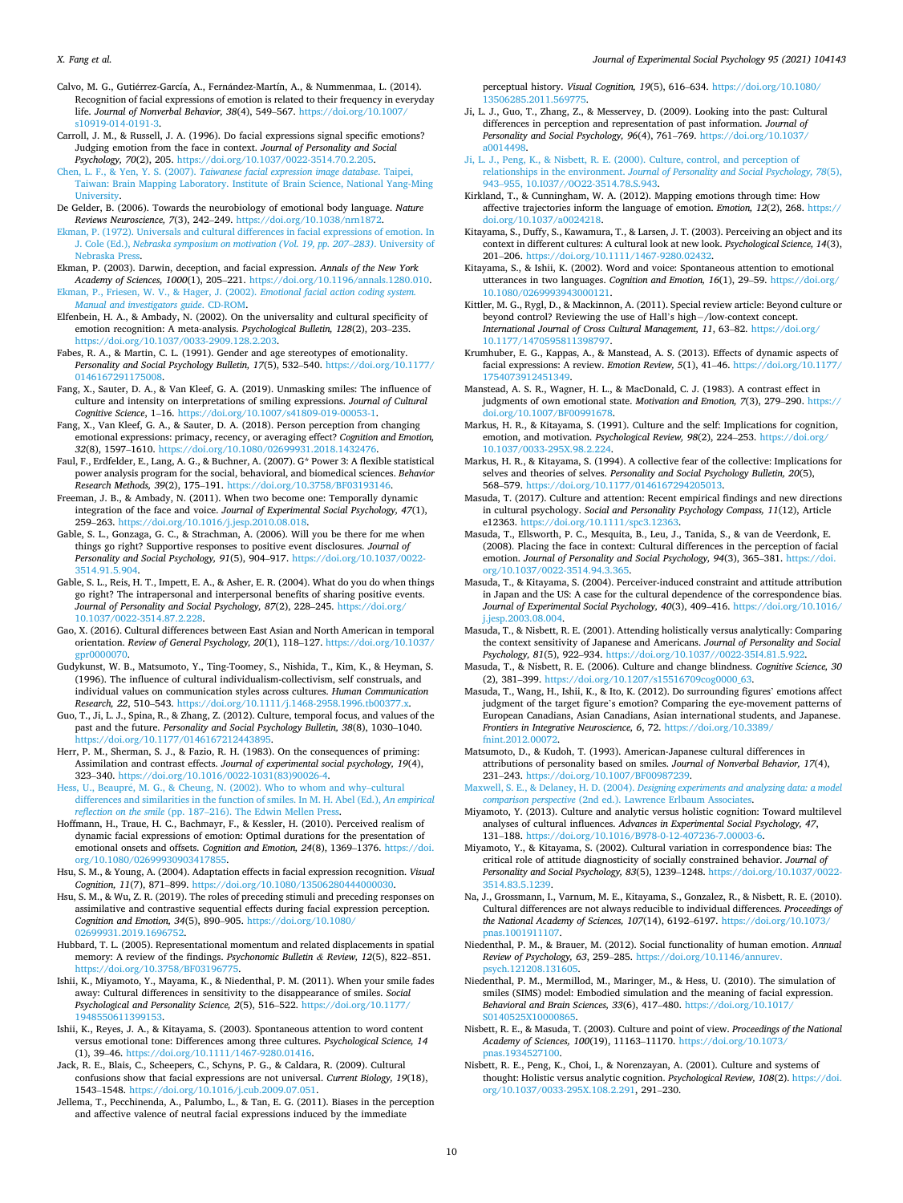Calvo, M. G., Gutiérrez-García, A., Fernández-Martín, A., & Nummenmaa, L. (2014). Recognition of facial expressions of emotion is related to their frequency in everyday life. *Journal of Nonverbal Behavior, 38*(4), 549–567. https://doi.org/10.1007/s10919-014-0191-3.

Carroll, J. M., & Russell, J. A. (1996). Do facial expressions signal specific emotions? Judging emotion from the face in context. *Journal of Personality and Social Psychology, 70*(2), 205. https://doi.org/10.1037/0022-3514.70.2.205.

Chen, L. F., & Yen, Y. S. (2007). *Taiwanese facial expression image database*. Taipei, Taiwan: Brain Mapping Laboratory. Institute of Brain Science, National Yang-Ming University.

De Gelder, B. (2006). Towards the neurobiology of emotional body language. *Nature Reviews Neuroscience, 7*(3), 242–249. https://doi.org/10.1038/nrn1872.

Ekman, P. (1972). Universals and cultural differences in facial expressions of emotion. In J. Cole (Ed.), *Nebraska symposium on motivation (Vol. 19, pp. 207–283)*. University of Nebraska Press.

Ekman, P. (2003). Darwin, deception, and facial expression. *Annals of the New York Academy of Sciences, 1000*(1), 205–221. https://doi.org/10.1196/annals.1280.010.

Ekman, P., Friesen, W. V., & Hager, J. (2002). *Emotional facial action coding system. Manual and investigators guide*. CD-ROM.

Elfenbein, H. A., & Ambady, N. (2002). On the universality and cultural specificity of emotion recognition: A meta-analysis. *Psychological Bulletin, 128*(2), 203–235. https://doi.org/10.1037/0033-2909.128.2.203.

Fabes, R. A., & Martin, C. L. (1991). Gender and age stereotypes of emotionality. *Personality and Social Psychology Bulletin, 17*(5), 532–540. https://doi.org/10.1177/0146167291175008.

Fang, X., Sauter, D. A., & Van Kleef, G. A. (2019). Unmasking smiles: The influence of culture and intensity on interpretations of smiling expressions. *Journal of Cultural Cognitive Science*, 1–16. https://doi.org/10.1007/s41809-019-00053-1.

Fang, X., Van Kleef, G. A., & Sauter, D. A. (2018). Person perception from changing emotional expressions: primacy, recency, or averaging effect? *Cognition and Emotion, 32*(8), 1597–1610. https://doi.org/10.1080/02699931.2018.1432476.

Faul, F., Erdfelder, E., Lang, A. G., & Buchner, A. (2007). G* Power 3: A flexible statistical power analysis program for the social, behavioral, and biomedical sciences. *Behavior Research Methods, 39*(2), 175–191. https://doi.org/10.3758/BF03193146.

Freeman, J. B., & Ambady, N. (2011). When two become one: Temporally dynamic integration of the face and voice. *Journal of Experimental Social Psychology, 47*(1), 259–263. https://doi.org/10.1016/j.jesp.2010.08.018.

Gable, S. L., Gonzaga, G. C., & Strachman, A. (2006). Will you be there for me when things go right? Supportive responses to positive event disclosures. *Journal of Personality and Social Psychology, 91*(5), 904–917. https://doi.org/10.1037/0022-3514.91.5.904.

Gable, S. L., Reis, H. T., Impett, E. A., & Asher, E. R. (2004). What do you do when things go right? The intrapersonal and interpersonal benefits of sharing positive events. *Journal of Personality and Social Psychology, 87*(2), 228–245. https://doi.org/10.1037/0022-3514.87.2.228.

Gao, X. (2016). Cultural differences between East Asian and North American in temporal orientation. *Review of General Psychology, 20*(1), 118–127. https://doi.org/10.1037/gpr0000070.

Gudykunst, W. B., Matsumoto, Y., Ting-Toomey, S., Nishida, T., Kim, K., & Heyman, S. (1996). The influence of cultural individualism-collectivism, self construals, and individual values on communication styles across cultures. *Human Communication Research, 22*, 510–543. https://doi.org/10.1111/j.1468-2958.1996.tb00377.x.

Guo, T., Ji, L. J., Spina, R., & Zhang, Z. (2012). Culture, temporal focus, and values of the past and the future. *Personality and Social Psychology Bulletin, 38*(8), 1030–1040. https://doi.org/10.1177/0146167212443895.

Herr, P. M., Sherman, S. J., & Fazio, R. H. (1983). On the consequences of priming: Assimilation and contrast effects. *Journal of experimental social psychology, 19*(4), 323–340. https://doi.org/10.1016/0022-1031(83)90026-4.

Hess, U., Beaupré, M. G., & Cheung, N. (2002). Who to whom and why–cultural differences and similarities in the function of smiles. In M. H. Abel (Ed.), *An empirical reflection on the smile* (pp. 187–216). The Edwin Mellen Press.

Hoffmann, H., Traue, H. C., Bachmayr, F., & Kessler, H. (2010). Perceived realism of dynamic facial expressions of emotion: Optimal durations for the presentation of emotional onsets and offsets. *Cognition and Emotion, 24*(8), 1369–1376. https://doi.org/10.1080/02699930903417855.

Hsu, S. M., & Young, A. (2004). Adaptation effects in facial expression recognition. *Visual Cognition, 11*(7), 871–899. https://doi.org/10.1080/13506280444000030.

Hsu, S. M., & Wu, Z. R. (2019). The roles of preceding stimuli and preceding responses on assimilative and contrastive sequential effects during facial expression perception. *Cognition and Emotion, 34*(5), 890–905. https://doi.org/10.1080/02699931.2019.1696752.

Hubbard, T. L. (2005). Representational momentum and related displacements in spatial memory: A review of the findings. *Psychonomic Bulletin & Review, 12*(5), 822–851. https://doi.org/10.3758/BF03196775.

Ishii, K., Miyamoto, Y., Mayama, K., & Niedenthal, P. M. (2011). When your smile fades away: Cultural differences in sensitivity to the disappearance of smiles. *Social Psychological and Personality Science, 2*(5), 516–522. https://doi.org/10.1177/1948550611399153.

Ishii, K., Reyes, J. A., & Kitayama, S. (2003). Spontaneous attention to word content versus emotional tone: Differences among three cultures. *Psychological Science, 14* (1), 39–46. https://doi.org/10.1111/1467-9280.01416.

Jack, R. E., Blais, C., Scheepers, C., Schyns, P. G., & Caldara, R. (2009). Cultural confusions show that facial expressions are not universal. *Current Biology, 19*(18), 1543–1548. https://doi.org/10.1016/j.cub.2009.07.051.

Jellema, T., Pecchinenda, A., Palumbo, L., & Tan, E. G. (2011). Biases in the perception and affective valence of neutral facial expressions induced by the immediate perceptual history. *Visual Cognition, 19*(5), 616–634. https://doi.org/10.1080/13506285.2011.569775.

Ji, L. J., Guo, T., Zhang, Z., & Messervey, D. (2009). Looking into the past: Cultural differences in perception and representation of past information. *Journal of Personality and Social Psychology, 96*(4), 761–769. https://doi.org/10.1037/a0014498.

Ji, L. J., Peng, K., & Nisbett, R. E. (2000). Culture, control, and perception of relationships in the environment. *Journal of Personality and Social Psychology, 78*(5), 943–955, 10.I037//0O22-3514.78.S.943.

Kirkland, T., & Cunningham, W. A. (2012). Mapping emotions through time: How affective trajectories inform the language of emotion. *Emotion, 12*(2), 268. https://doi.org/10.1037/a0024218.

Kitayama, S., Duffy, S., Kawamura, T., & Larsen, J. T. (2003). Perceiving an object and its context in different cultures: A cultural look at new look. *Psychological Science, 14*(3), 201–206. https://doi.org/10.1111/1467-9280.02432.

Kitayama, S., & Ishii, K. (2002). Word and voice: Spontaneous attention to emotional utterances in two languages. *Cognition and Emotion, 16*(1), 29–59. https://doi.org/10.1080/0269993943000121.

Kittler, M. G., Rygl, D., & Mackinnon, A. (2011). Special review article: Beyond culture or beyond control? Reviewing the use of Hall's high−/low-context concept. *International Journal of Cross Cultural Management, 11*, 63–82. https://doi.org/10.1177/1470595811398797.

Krumhuber, E. G., Kappas, A., & Manstead, A. S. (2013). Effects of dynamic aspects of facial expressions: A review. *Emotion Review, 5*(1), 41–46. https://doi.org/10.1177/1754073912451349.

Manstead, A. S. R., Wagner, H. L., & MacDonald, C. J. (1983). A contrast effect in judgments of own emotional state. *Motivation and Emotion, 7*(3), 279–290. https://doi.org/10.1007/BF00991678.

Markus, H. R., & Kitayama, S. (1991). Culture and the self: Implications for cognition, emotion, and motivation. *Psychological Review, 98*(2), 224–253. https://doi.org/10.1037/0033-295X.98.2.224.

Markus, H. R., & Kitayama, S. (1994). A collective fear of the collective: Implications for selves and theories of selves. *Personality and Social Psychology Bulletin, 20*(5), 568–579. https://doi.org/10.1177/0146167294205013.

Masuda, T. (2017). Culture and attention: Recent empirical findings and new directions in cultural psychology. *Social and Personality Psychology Compass, 11*(12), Article e12363. https://doi.org/10.1111/spc3.12363.

Masuda, T., Ellsworth, P. C., Mesquita, B., Leu, J., Tanida, S., & van de Veerdonk, E. (2008). Placing the face in context: Cultural differences in the perception of facial emotion. *Journal of Personality and Social Psychology, 94*(3), 365–381. https://doi.org/10.1037/0022-3514.94.3.365.

Masuda, T., & Kitayama, S. (2004). Perceiver-induced constraint and attitude attribution in Japan and the US: A case for the cultural dependence of the correspondence bias. *Journal of Experimental Social Psychology, 40*(3), 409–416. https://doi.org/10.1016/j.jesp.2003.08.004.

Masuda, T., & Nisbett, R. E. (2001). Attending holistically versus analytically: Comparing the context sensitivity of Japanese and Americans. *Journal of Personality and Social Psychology, 81*(5), 922–934. https://doi.org/10.1037//0022-3514.81.5.922.

Masuda, T., & Nisbett, R. E. (2006). Culture and change blindness. *Cognitive Science, 30* (2), 381–399. https://doi.org/10.1207/s15516709cog0000_63.

Masuda, T., Wang, H., Ishii, K., & Ito, K. (2012). Do surrounding figures' emotions affect judgment of the target figure's emotion? Comparing the eye-movement patterns of European Canadians, Asian Canadians, Asian international students, and Japanese. *Frontiers in Integrative Neuroscience, 6*, 72. https://doi.org/10.3389/fnint.2012.00072.

Matsumoto, D., & Kudoh, T. (1993). American-Japanese cultural differences in attributions of personality based on smiles. *Journal of Nonverbal Behavior, 17*(4), 231–243. https://doi.org/10.1007/BF00987239.

Maxwell, S. E., & Delaney, H. D. (2004). *Designing experiments and analyzing data: a model comparison perspective* (2nd ed.). Lawrence Erlbaum Associates.

Miyamoto, Y. (2013). Culture and analytic versus holistic cognition: Toward multilevel analyses of cultural influences. *Advances in Experimental Social Psychology, 47*, 131–188. https://doi.org/10.1016/B978-0-12-407236-7.00003-6.

Miyamoto, Y., & Kitayama, S. (2002). Cultural variation in correspondence bias: The critical role of attitude diagnosticity of socially constrained behavior. *Journal of Personality and Social Psychology, 83*(5), 1239–1248. https://doi.org/10.1037/0022-3514.83.5.1239.

Na, J., Grossmann, I., Varnum, M. E., Kitayama, S., Gonzalez, R., & Nisbett, R. E. (2010). Cultural differences are not always reducible to individual differences. *Proceedings of the National Academy of Sciences, 107*(14), 6192–6197. https://doi.org/10.1073/pnas.1001911107.

Niedenthal, P. M., & Brauer, M. (2012). Social functionality of human emotion. *Annual Review of Psychology, 63*, 259–285. https://doi.org/10.1146/annurev.psych.121208.131605.

Niedenthal, P. M., Mermillod, M., Maringer, M., & Hess, U. (2010). The simulation of smiles (SIMS) model: Embodied simulation and the meaning of facial expression. *Behavioral and Brain Sciences, 33*(6), 417–480. https://doi.org/10.1017/S0140525X10000865.

Nisbett, R. E., & Masuda, T. (2003). Culture and point of view. *Proceedings of the National Academy of Sciences, 100*(19), 11163–11170. https://doi.org/10.1073/pnas.1934527100.

Nisbett, R. E., Peng, K., Choi, I., & Norenzayan, A. (2001). Culture and systems of thought: Holistic versus analytic cognition. *Psychological Review, 108*(2). https://doi.org/10.1037/0033-295X.108.2.291, 291–230.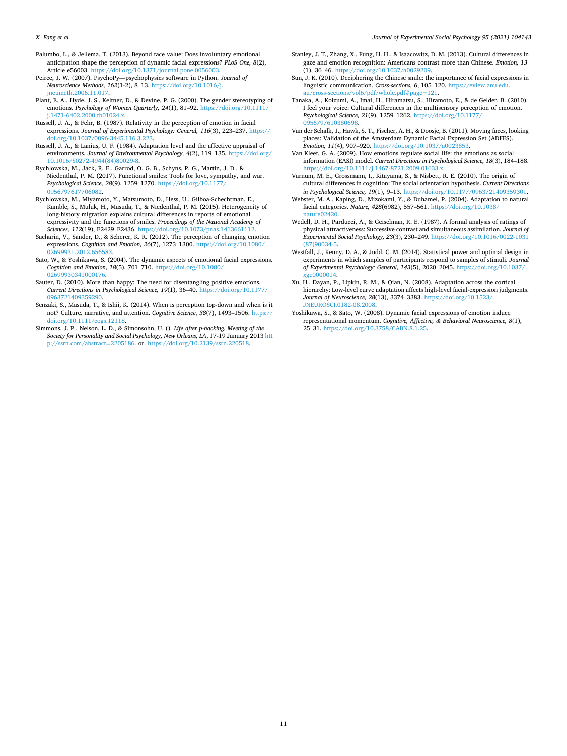Palumbo, L., & Jellema, T. (2013). Beyond face value: Does involuntary emotional anticipation shape the perception of dynamic facial expressions? *PLoS One, 8*(2), Article e56003. https://doi.org/10.1371/journal.pone.0056003.

Peirce, J. W. (2007). PsychoPy—psychophysics software in Python. *Journal of Neuroscience Methods, 162*(1-2), 8–13. https://doi.org/10.1016/j.jneumeth.2006.11.017.

Plant, E. A., Hyde, J. S., Keltner, D., & Devine, P. G. (2000). The gender stereotyping of emotions. *Psychology of Women Quarterly, 24*(1), 81–92. https://doi.org/10.1111/j.1471-6402.2000.tb01024.x.

Russell, J. A., & Fehr, B. (1987). Relativity in the perception of emotion in facial expressions. *Journal of Experimental Psychology: General, 116*(3), 223–237. https://doi.org/10.1037/0096-3445.116.3.223.

Russell, J. A., & Lanius, U. F. (1984). Adaptation level and the affective appraisal of environments. *Journal of Environmental Psychology, 4*(2), 119–135. https://doi.org/10.1016/S0272-4944(84)80029-8.

Rychlowska, M., Jack, R. E., Garrod, O. G. B., Schyns, P. G., Martin, J. D., & Niedenthal, P. M. (2017). Functional smiles: Tools for love, sympathy, and war. *Psychological Science, 28*(9), 1259–1270. https://doi.org/10.1177/0956797617706082.

Rychlowska, M., Miyamoto, Y., Matsumoto, D., Hess, U., Gilboa-Schechtman, E., Kamble, S., Muluk, H., Masuda, T., & Niedenthal, P. M. (2015). Heterogeneity of long-history migration explains cultural differences in reports of emotional expressivity and the functions of smiles. *Proceedings of the National Academy of Sciences, 112*(19), E2429–E2436. https://doi.org/10.1073/pnas.1413661112.

Sacharin, V., Sander, D., & Scherer, K. R. (2012). The perception of changing emotion expressions. *Cognition and Emotion, 26*(7), 1273–1300. https://doi.org/10.1080/02699931.2012.656583.

Sato, W., & Yoshikawa, S. (2004). The dynamic aspects of emotional facial expressions. *Cognition and Emotion, 18*(5), 701–710. https://doi.org/10.1080/02699930341000176.

Sauter, D. (2010). More than happy: The need for disentangling positive emotions. *Current Directions in Psychological Science, 19*(1), 36–40. https://doi.org/10.1177/0963721409359290.

Senzaki, S., Masuda, T., & Ishii, K. (2014). When is perception top-down and when is it not? Culture, narrative, and attention. *Cognitive Science, 38*(7), 1493–1506. https://doi.org/10.1111/cogs.12118.

Simmons, J. P., Nelson, L. D., & Simonsohn, U. (). *Life after p-hacking. Meeting of the Society for Personality and Social Psychology, New Orleans, LA*, 17-19 January 2013 http://ssrn.com/abstract=2205186. or. https://doi.org/10.2139/ssrn.220518.

Stanley, J. T., Zhang, X., Fung, H. H., & Isaacowitz, D. M. (2013). Cultural differences in gaze and emotion recognition: Americans contrast more than Chinese. *Emotion, 13*(1), 36–46. https://doi.org/10.1037/a0029209.

Sun, J. K. (2010). Deciphering the Chinese smile: the importance of facial expressions in linguistic communication. *Cross-sections, 6*, 105–120. https://eview.anu.edu.au/cross-sections/vol6/pdf/whole.pdf#page=121.

Tanaka, A., Koizumi, A., Imai, H., Hiramatsu, S., Hiramoto, E., & de Gelder, B. (2010). I feel your voice: Cultural differences in the multisensory perception of emotion. *Psychological Science, 21*(9), 1259–1262. https://doi.org/10.1177/0956797610380698.

Van der Schalk, J., Hawk, S. T., Fischer, A. H., & Doosje, B. (2011). Moving faces, looking places: Validation of the Amsterdam Dynamic Facial Expression Set (ADFES). *Emotion, 11*(4), 907–920. https://doi.org/10.1037/a0023853.

Van Kleef, G. A. (2009). How emotions regulate social life: the emotions as social information (EASI) model. *Current Directions in Psychological Science, 18*(3), 184–188. https://doi.org/10.1111/j.1467-8721.2009.01633.x.

Varnum, M. E., Grossmann, I., Kitayama, S., & Nisbett, R. E. (2010). The origin of cultural differences in cognition: The social orientation hypothesis. *Current Directions in Psychological Science, 19*(1), 9–13. https://doi.org/10.1177/0963721409359301.

Webster, M. A., Kaping, D., Mizokami, Y., & Duhamel, P. (2004). Adaptation to natural facial categories. *Nature, 428*(6982), 557–561. https://doi.org/10.1038/nature02420.

Wedell, D. H., Parducci, A., & Geiselman, R. E. (1987). A formal analysis of ratings of physical attractiveness: Successive contrast and simultaneous assimilation. *Journal of Experimental Social Psychology, 23*(3), 230–249. https://doi.org/10.1016/0022-1031(87)90034-5.

Westfall, J., Kenny, D. A., & Judd, C. M. (2014). Statistical power and optimal design in experiments in which samples of participants respond to samples of stimuli. *Journal of Experimental Psychology: General, 143*(5), 2020–2045. https://doi.org/10.1037/xge0000014.

Xu, H., Dayan, P., Lipkin, R. M., & Qian, N. (2008). Adaptation across the cortical hierarchy: Low-level curve adaptation affects high-level facial-expression judgments. *Journal of Neuroscience, 28*(13), 3374–3383. https://doi.org/10.1523/JNEUROSCI.0182-08.2008.

Yoshikawa, S., & Sato, W. (2008). Dynamic facial expressions of emotion induce representational momentum. *Cognitive, Affective, & Behavioral Neuroscience, 8*(1), 25–31. https://doi.org/10.3758/CABN.8.1.25.